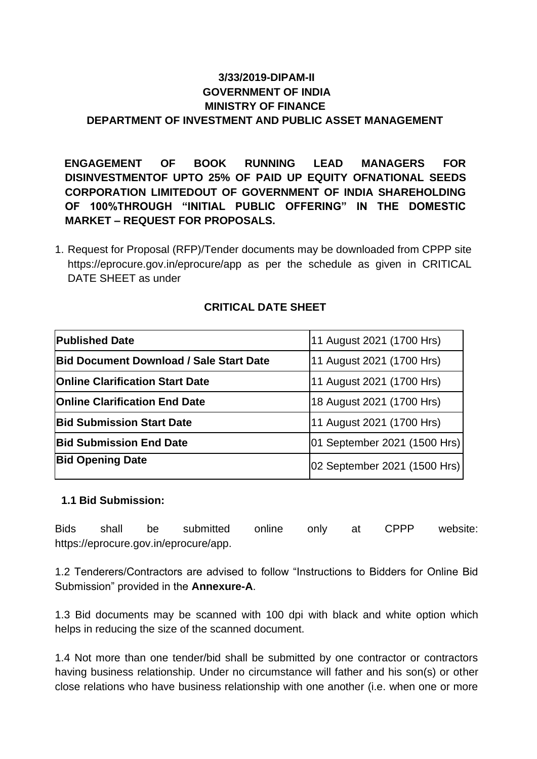**3/33/2019-DIPAM-II**
**GOVERNMENT OF INDIA**
**MINISTRY OF FINANCE**
**DEPARTMENT OF INVESTMENT AND PUBLIC ASSET MANAGEMENT**

**ENGAGEMENT OF BOOK RUNNING LEAD MANAGERS FOR DISINVESTMENTOF UPTO 25% OF PAID UP EQUITY OFNATIONAL SEEDS CORPORATION LIMITEDOUT OF GOVERNMENT OF INDIA SHAREHOLDING OF 100%THROUGH "INITIAL PUBLIC OFFERING" IN THE DOMESTIC MARKET – REQUEST FOR PROPOSALS.**

1. Request for Proposal (RFP)/Tender documents may be downloaded from CPPP site https://eprocure.gov.in/eprocure/app as per the schedule as given in CRITICAL DATE SHEET as under

**CRITICAL DATE SHEET**

| **Published Date** | 11 August 2021 (1700 Hrs) |
|---|---|
| **Bid Document Download / Sale Start Date** | 11 August 2021 (1700 Hrs) |
| **Online Clarification Start Date** | 11 August 2021 (1700 Hrs) |
| **Online Clarification End Date** | 18 August 2021 (1700 Hrs) |
| **Bid Submission Start Date** | 11 August 2021 (1700 Hrs) |
| **Bid Submission End Date** | 01 September 2021 (1500 Hrs) |
| **Bid Opening Date** | 02 September 2021 (1500 Hrs) |

**1.1 Bid Submission:**

Bids shall be submitted online only at CPPP website: https://eprocure.gov.in/eprocure/app.

1.2 Tenderers/Contractors are advised to follow "Instructions to Bidders for Online Bid Submission" provided in the **Annexure-A**.

1.3 Bid documents may be scanned with 100 dpi with black and white option which helps in reducing the size of the scanned document.

1.4 Not more than one tender/bid shall be submitted by one contractor or contractors having business relationship. Under no circumstance will father and his son(s) or other close relations who have business relationship with one another (i.e. when one or more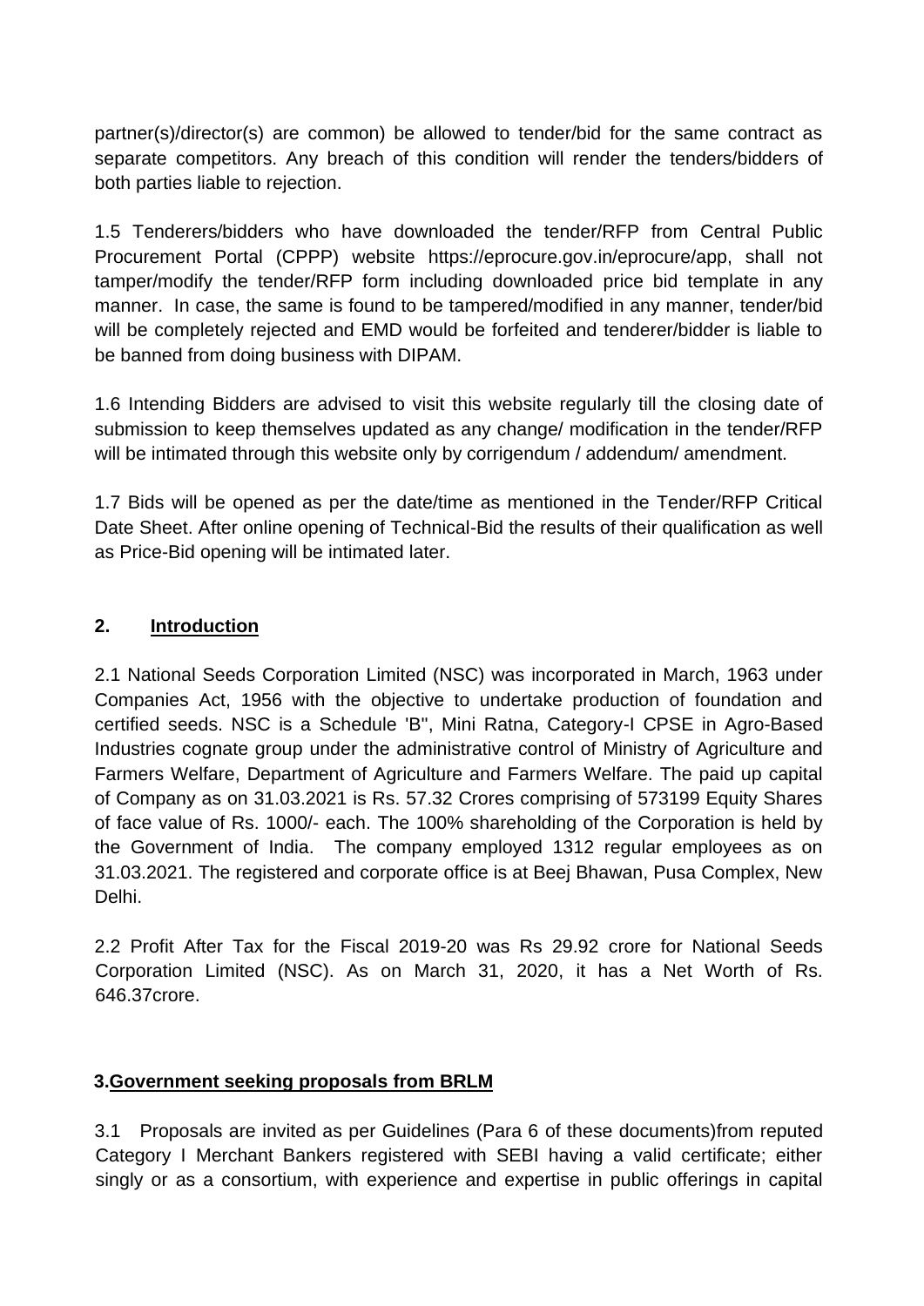partner(s)/director(s) are common) be allowed to tender/bid for the same contract as separate competitors. Any breach of this condition will render the tenders/bidders of both parties liable to rejection.

1.5 Tenderers/bidders who have downloaded the tender/RFP from Central Public Procurement Portal (CPPP) website https://eprocure.gov.in/eprocure/app, shall not tamper/modify the tender/RFP form including downloaded price bid template in any manner. In case, the same is found to be tampered/modified in any manner, tender/bid will be completely rejected and EMD would be forfeited and tenderer/bidder is liable to be banned from doing business with DIPAM.

1.6 Intending Bidders are advised to visit this website regularly till the closing date of submission to keep themselves updated as any change/ modification in the tender/RFP will be intimated through this website only by corrigendum / addendum/ amendment.

1.7 Bids will be opened as per the date/time as mentioned in the Tender/RFP Critical Date Sheet. After online opening of Technical-Bid the results of their qualification as well as Price-Bid opening will be intimated later.

## 2. Introduction

2.1 National Seeds Corporation Limited (NSC) was incorporated in March, 1963 under Companies Act, 1956 with the objective to undertake production of foundation and certified seeds. NSC is a Schedule 'B", Mini Ratna, Category-I CPSE in Agro-Based Industries cognate group under the administrative control of Ministry of Agriculture and Farmers Welfare, Department of Agriculture and Farmers Welfare. The paid up capital of Company as on 31.03.2021 is Rs. 57.32 Crores comprising of 573199 Equity Shares of face value of Rs. 1000/- each. The 100% shareholding of the Corporation is held by the Government of India. The company employed 1312 regular employees as on 31.03.2021. The registered and corporate office is at Beej Bhawan, Pusa Complex, New Delhi.

2.2 Profit After Tax for the Fiscal 2019-20 was Rs 29.92 crore for National Seeds Corporation Limited (NSC). As on March 31, 2020, it has a Net Worth of Rs. 646.37crore.

## 3. Government seeking proposals from BRLM

3.1 Proposals are invited as per Guidelines (Para 6 of these documents)from reputed Category I Merchant Bankers registered with SEBI having a valid certificate; either singly or as a consortium, with experience and expertise in public offerings in capital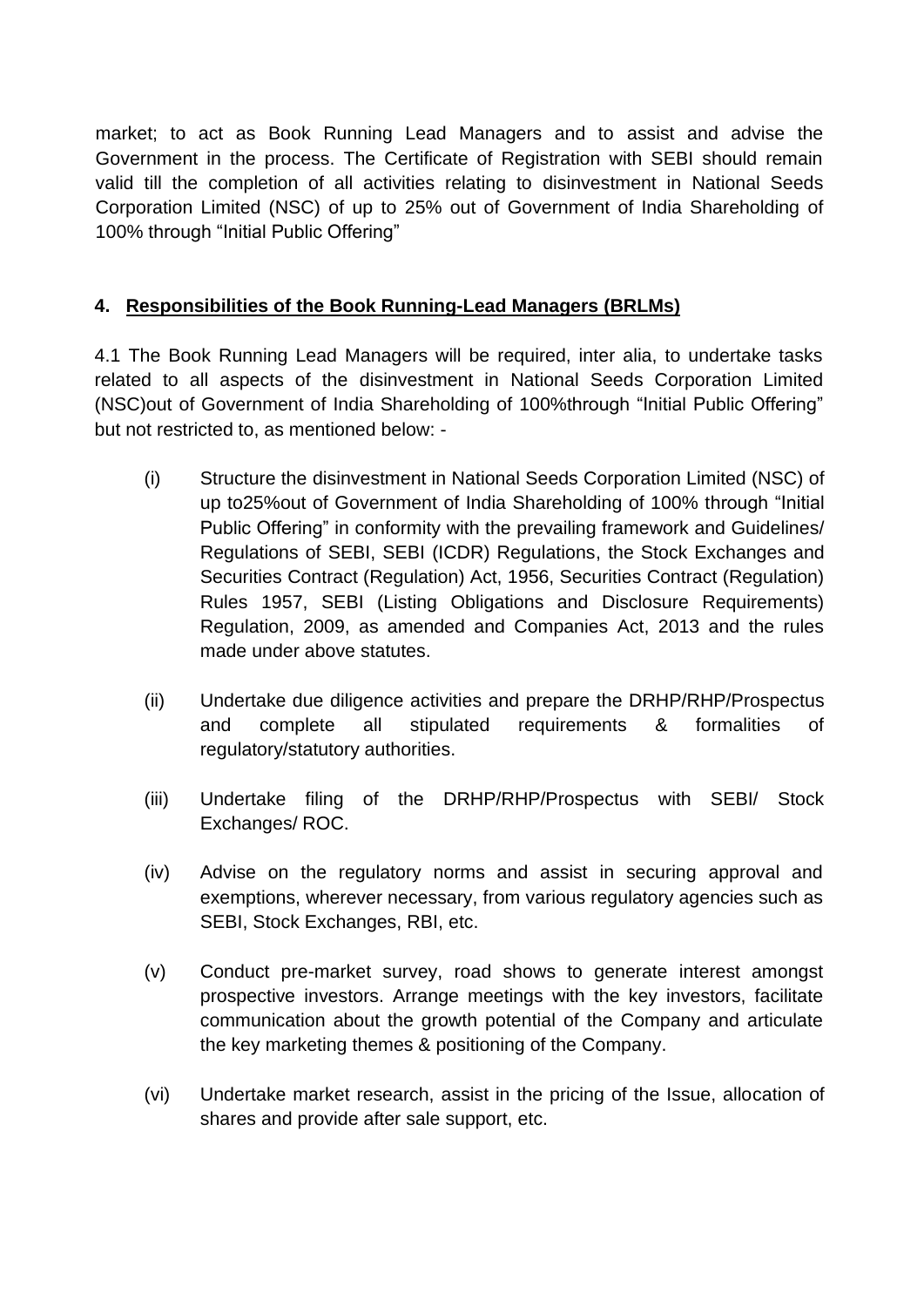market; to act as Book Running Lead Managers and to assist and advise the Government in the process. The Certificate of Registration with SEBI should remain valid till the completion of all activities relating to disinvestment in National Seeds Corporation Limited (NSC) of up to 25% out of Government of India Shareholding of 100% through "Initial Public Offering"

**4. Responsibilities of the Book Running-Lead Managers (BRLMs)**

4.1 The Book Running Lead Managers will be required, inter alia, to undertake tasks related to all aspects of the disinvestment in National Seeds Corporation Limited (NSC)out of Government of India Shareholding of 100%through "Initial Public Offering" but not restricted to, as mentioned below: -

(i) Structure the disinvestment in National Seeds Corporation Limited (NSC) of up to25%out of Government of India Shareholding of 100% through "Initial Public Offering" in conformity with the prevailing framework and Guidelines/ Regulations of SEBI, SEBI (ICDR) Regulations, the Stock Exchanges and Securities Contract (Regulation) Act, 1956, Securities Contract (Regulation) Rules 1957, SEBI (Listing Obligations and Disclosure Requirements) Regulation, 2009, as amended and Companies Act, 2013 and the rules made under above statutes.

(ii) Undertake due diligence activities and prepare the DRHP/RHP/Prospectus and complete all stipulated requirements & formalities of regulatory/statutory authorities.

(iii) Undertake filing of the DRHP/RHP/Prospectus with SEBI/ Stock Exchanges/ ROC.

(iv) Advise on the regulatory norms and assist in securing approval and exemptions, wherever necessary, from various regulatory agencies such as SEBI, Stock Exchanges, RBI, etc.

(v) Conduct pre-market survey, road shows to generate interest amongst prospective investors. Arrange meetings with the key investors, facilitate communication about the growth potential of the Company and articulate the key marketing themes & positioning of the Company.

(vi) Undertake market research, assist in the pricing of the Issue, allocation of shares and provide after sale support, etc.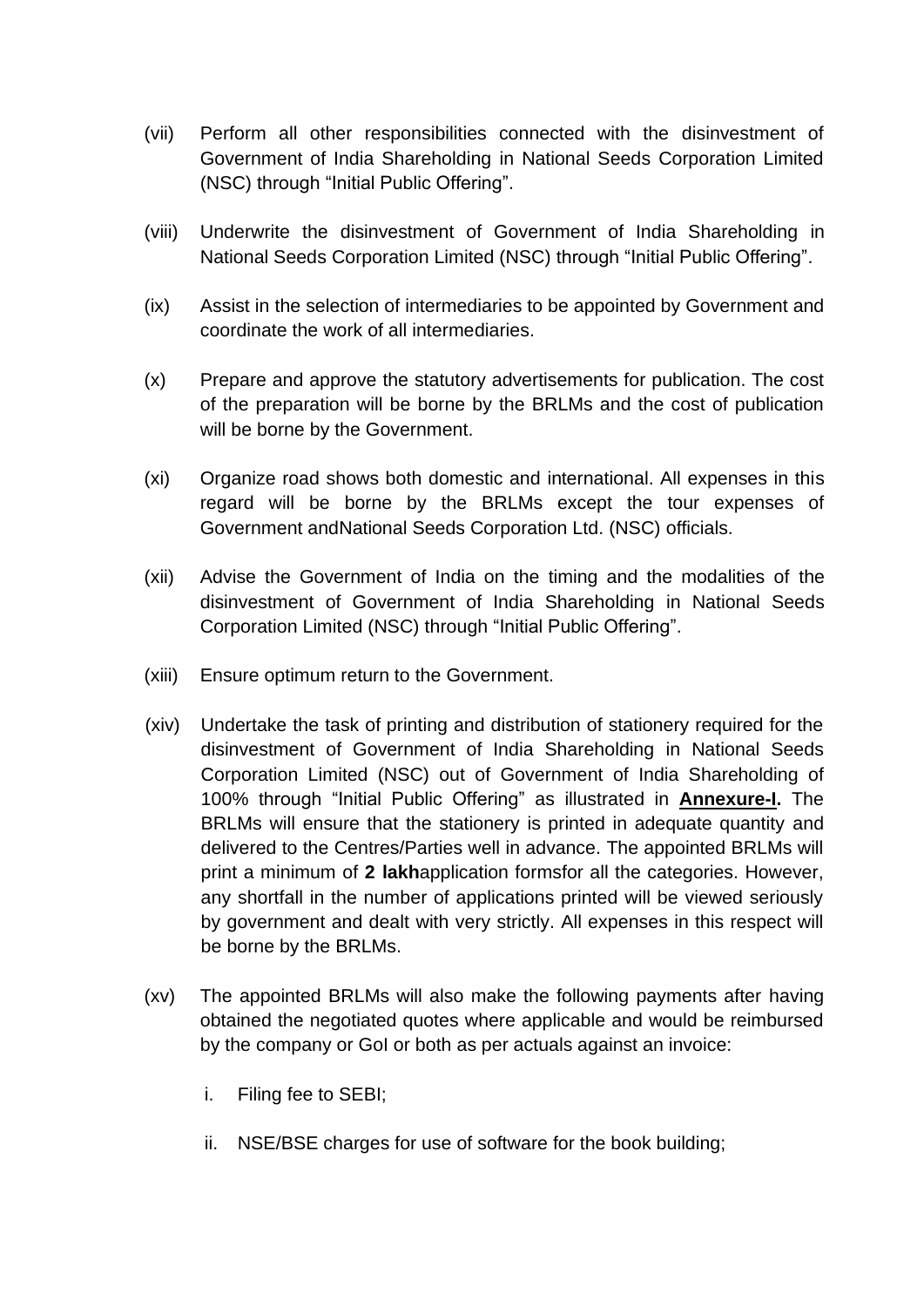(vii) Perform all other responsibilities connected with the disinvestment of Government of India Shareholding in National Seeds Corporation Limited (NSC) through "Initial Public Offering".

(viii) Underwrite the disinvestment of Government of India Shareholding in National Seeds Corporation Limited (NSC) through "Initial Public Offering".

(ix) Assist in the selection of intermediaries to be appointed by Government and coordinate the work of all intermediaries.

(x) Prepare and approve the statutory advertisements for publication. The cost of the preparation will be borne by the BRLMs and the cost of publication will be borne by the Government.

(xi) Organize road shows both domestic and international. All expenses in this regard will be borne by the BRLMs except the tour expenses of Government andNational Seeds Corporation Ltd. (NSC) officials.

(xii) Advise the Government of India on the timing and the modalities of the disinvestment of Government of India Shareholding in National Seeds Corporation Limited (NSC) through "Initial Public Offering".

(xiii) Ensure optimum return to the Government.

(xiv) Undertake the task of printing and distribution of stationery required for the disinvestment of Government of India Shareholding in National Seeds Corporation Limited (NSC) out of Government of India Shareholding of 100% through "Initial Public Offering" as illustrated in **Annexure-I.** The BRLMs will ensure that the stationery is printed in adequate quantity and delivered to the Centres/Parties well in advance. The appointed BRLMs will print a minimum of **2 lakh**application formsfor all the categories. However, any shortfall in the number of applications printed will be viewed seriously by government and dealt with very strictly. All expenses in this respect will be borne by the BRLMs.

(xv) The appointed BRLMs will also make the following payments after having obtained the negotiated quotes where applicable and would be reimbursed by the company or GoI or both as per actuals against an invoice:

   i. Filing fee to SEBI;

   ii. NSE/BSE charges for use of software for the book building;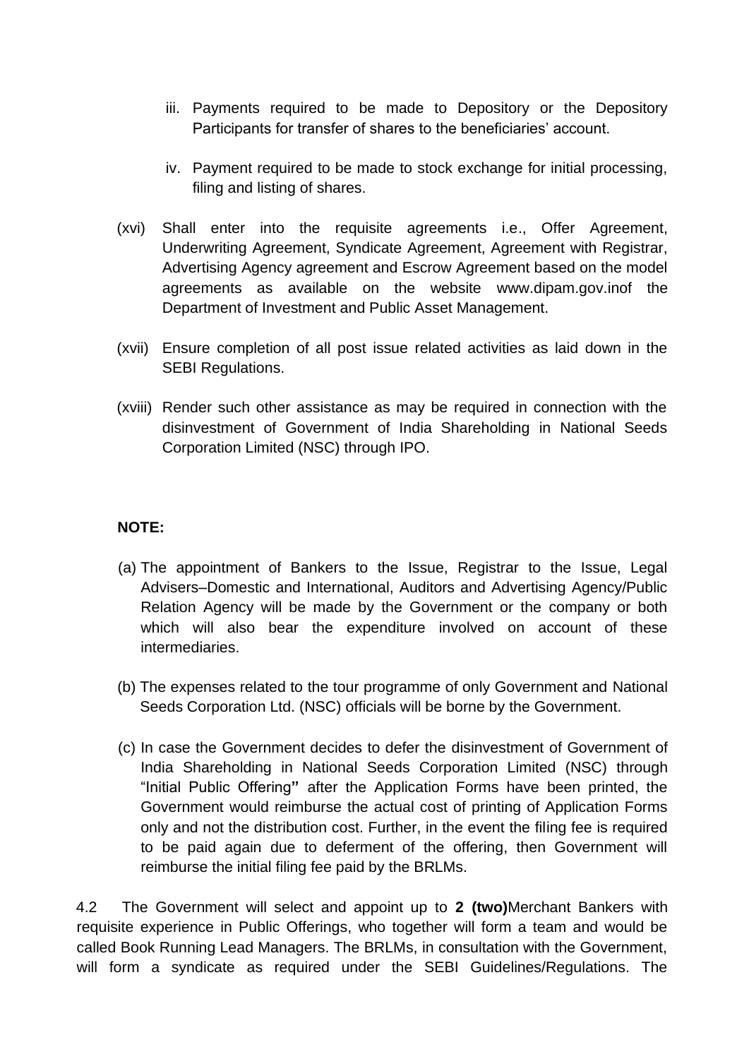iii. Payments required to be made to Depository or the Depository Participants for transfer of shares to the beneficiaries' account.

iv. Payment required to be made to stock exchange for initial processing, filing and listing of shares.

(xvi) Shall enter into the requisite agreements i.e., Offer Agreement, Underwriting Agreement, Syndicate Agreement, Agreement with Registrar, Advertising Agency agreement and Escrow Agreement based on the model agreements as available on the website www.dipam.gov.inof the Department of Investment and Public Asset Management.

(xvii) Ensure completion of all post issue related activities as laid down in the SEBI Regulations.

(xviii) Render such other assistance as may be required in connection with the disinvestment of Government of India Shareholding in National Seeds Corporation Limited (NSC) through IPO.

**NOTE:**

(a) The appointment of Bankers to the Issue, Registrar to the Issue, Legal Advisers–Domestic and International, Auditors and Advertising Agency/Public Relation Agency will be made by the Government or the company or both which will also bear the expenditure involved on account of these intermediaries.

(b) The expenses related to the tour programme of only Government and National Seeds Corporation Ltd. (NSC) officials will be borne by the Government.

(c) In case the Government decides to defer the disinvestment of Government of India Shareholding in National Seeds Corporation Limited (NSC) through "Initial Public Offering**"** after the Application Forms have been printed, the Government would reimburse the actual cost of printing of Application Forms only and not the distribution cost. Further, in the event the filing fee is required to be paid again due to deferment of the offering, then Government will reimburse the initial filing fee paid by the BRLMs.

4.2 The Government will select and appoint up to **2 (two)**Merchant Bankers with requisite experience in Public Offerings, who together will form a team and would be called Book Running Lead Managers. The BRLMs, in consultation with the Government, will form a syndicate as required under the SEBI Guidelines/Regulations. The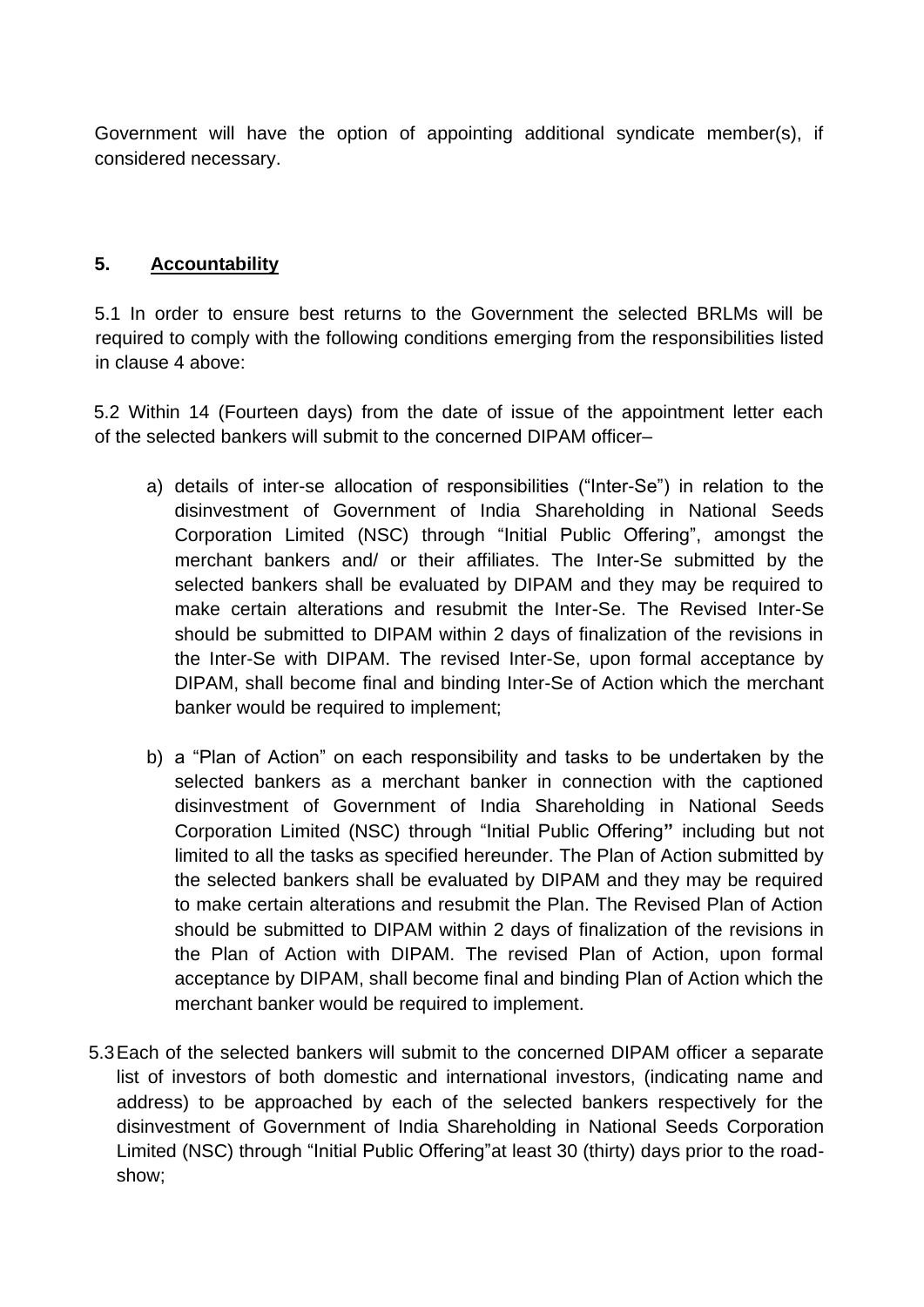Government will have the option of appointing additional syndicate member(s), if considered necessary.

## 5. Accountability

5.1 In order to ensure best returns to the Government the selected BRLMs will be required to comply with the following conditions emerging from the responsibilities listed in clause 4 above:

5.2 Within 14 (Fourteen days) from the date of issue of the appointment letter each of the selected bankers will submit to the concerned DIPAM officer–

a) details of inter-se allocation of responsibilities ("Inter-Se") in relation to the disinvestment of Government of India Shareholding in National Seeds Corporation Limited (NSC) through "Initial Public Offering", amongst the merchant bankers and/ or their affiliates. The Inter-Se submitted by the selected bankers shall be evaluated by DIPAM and they may be required to make certain alterations and resubmit the Inter-Se. The Revised Inter-Se should be submitted to DIPAM within 2 days of finalization of the revisions in the Inter-Se with DIPAM. The revised Inter-Se, upon formal acceptance by DIPAM, shall become final and binding Inter-Se of Action which the merchant banker would be required to implement;

b) a "Plan of Action" on each responsibility and tasks to be undertaken by the selected bankers as a merchant banker in connection with the captioned disinvestment of Government of India Shareholding in National Seeds Corporation Limited (NSC) through "Initial Public Offering**"** including but not limited to all the tasks as specified hereunder. The Plan of Action submitted by the selected bankers shall be evaluated by DIPAM and they may be required to make certain alterations and resubmit the Plan. The Revised Plan of Action should be submitted to DIPAM within 2 days of finalization of the revisions in the Plan of Action with DIPAM. The revised Plan of Action, upon formal acceptance by DIPAM, shall become final and binding Plan of Action which the merchant banker would be required to implement.

5.3 Each of the selected bankers will submit to the concerned DIPAM officer a separate list of investors of both domestic and international investors, (indicating name and address) to be approached by each of the selected bankers respectively for the disinvestment of Government of India Shareholding in National Seeds Corporation Limited (NSC) through "Initial Public Offering"at least 30 (thirty) days prior to the road-show;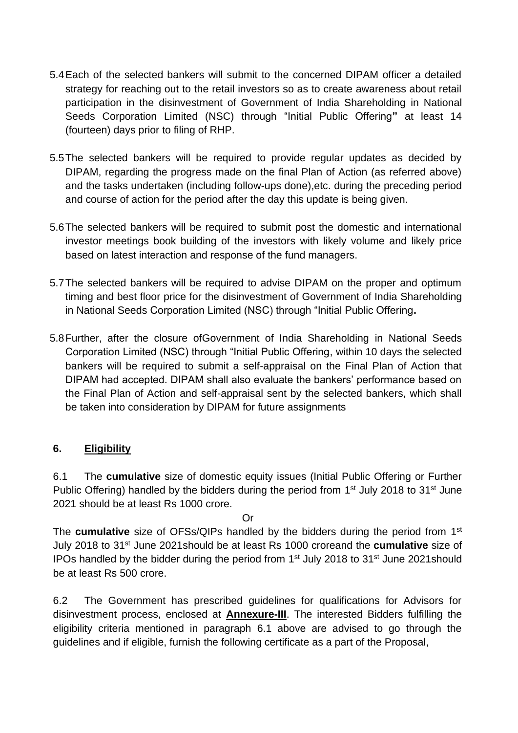5.4 Each of the selected bankers will submit to the concerned DIPAM officer a detailed strategy for reaching out to the retail investors so as to create awareness about retail participation in the disinvestment of Government of India Shareholding in National Seeds Corporation Limited (NSC) through "Initial Public Offering**"** at least 14 (fourteen) days prior to filing of RHP.

5.5 The selected bankers will be required to provide regular updates as decided by DIPAM, regarding the progress made on the final Plan of Action (as referred above) and the tasks undertaken (including follow-ups done),etc. during the preceding period and course of action for the period after the day this update is being given.

5.6 The selected bankers will be required to submit post the domestic and international investor meetings book building of the investors with likely volume and likely price based on latest interaction and response of the fund managers.

5.7 The selected bankers will be required to advise DIPAM on the proper and optimum timing and best floor price for the disinvestment of Government of India Shareholding in National Seeds Corporation Limited (NSC) through "Initial Public Offering**.**

5.8 Further, after the closure ofGovernment of India Shareholding in National Seeds Corporation Limited (NSC) through "Initial Public Offering, within 10 days the selected bankers will be required to submit a self-appraisal on the Final Plan of Action that DIPAM had accepted. DIPAM shall also evaluate the bankers' performance based on the Final Plan of Action and self-appraisal sent by the selected bankers, which shall be taken into consideration by DIPAM for future assignments

## 6. Eligibility

6.1 The **cumulative** size of domestic equity issues (Initial Public Offering or Further Public Offering) handled by the bidders during the period from 1st July 2018 to 31st June 2021 should be at least Rs 1000 crore.

Or

The **cumulative** size of OFSs/QIPs handled by the bidders during the period from 1st July 2018 to 31st June 2021should be at least Rs 1000 croreand the **cumulative** size of IPOs handled by the bidder during the period from 1st July 2018 to 31st June 2021should be at least Rs 500 crore.

6.2 The Government has prescribed guidelines for qualifications for Advisors for disinvestment process, enclosed at **Annexure-III**. The interested Bidders fulfilling the eligibility criteria mentioned in paragraph 6.1 above are advised to go through the guidelines and if eligible, furnish the following certificate as a part of the Proposal,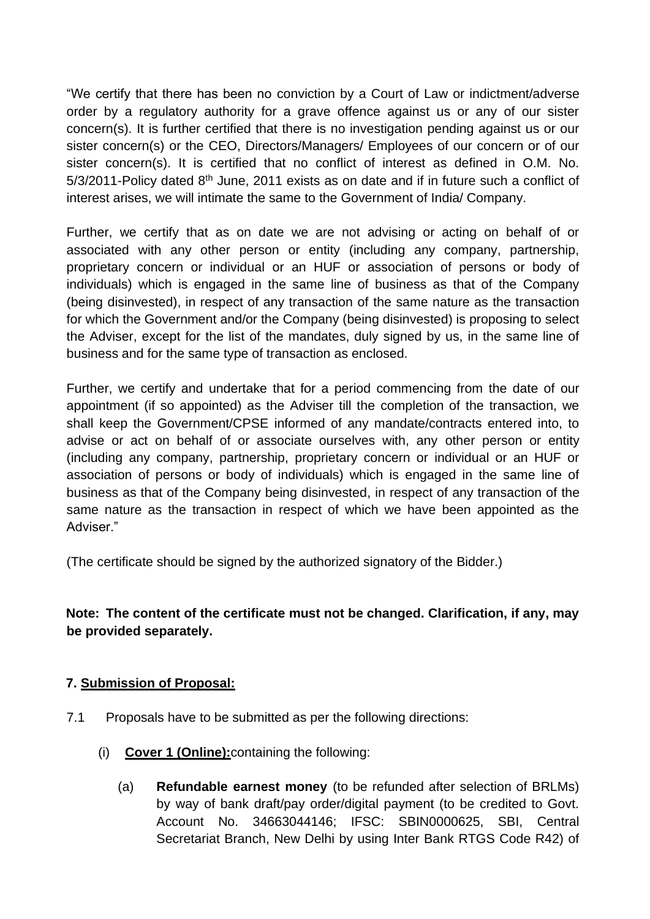"We certify that there has been no conviction by a Court of Law or indictment/adverse order by a regulatory authority for a grave offence against us or any of our sister concern(s). It is further certified that there is no investigation pending against us or our sister concern(s) or the CEO, Directors/Managers/ Employees of our concern or of our sister concern(s). It is certified that no conflict of interest as defined in O.M. No. 5/3/2011-Policy dated 8th June, 2011 exists as on date and if in future such a conflict of interest arises, we will intimate the same to the Government of India/ Company.

Further, we certify that as on date we are not advising or acting on behalf of or associated with any other person or entity (including any company, partnership, proprietary concern or individual or an HUF or association of persons or body of individuals) which is engaged in the same line of business as that of the Company (being disinvested), in respect of any transaction of the same nature as the transaction for which the Government and/or the Company (being disinvested) is proposing to select the Adviser, except for the list of the mandates, duly signed by us, in the same line of business and for the same type of transaction as enclosed.

Further, we certify and undertake that for a period commencing from the date of our appointment (if so appointed) as the Adviser till the completion of the transaction, we shall keep the Government/CPSE informed of any mandate/contracts entered into, to advise or act on behalf of or associate ourselves with, any other person or entity (including any company, partnership, proprietary concern or individual or an HUF or association of persons or body of individuals) which is engaged in the same line of business as that of the Company being disinvested, in respect of any transaction of the same nature as the transaction in respect of which we have been appointed as the Adviser."

(The certificate should be signed by the authorized signatory of the Bidder.)

**Note: The content of the certificate must not be changed. Clarification, if any, may be provided separately.**

**7. Submission of Proposal:**

7.1 Proposals have to be submitted as per the following directions:

(i) **Cover 1 (Online):** containing the following:

(a) **Refundable earnest money** (to be refunded after selection of BRLMs) by way of bank draft/pay order/digital payment (to be credited to Govt. Account No. 34663044146; IFSC: SBIN0000625, SBI, Central Secretariat Branch, New Delhi by using Inter Bank RTGS Code R42) of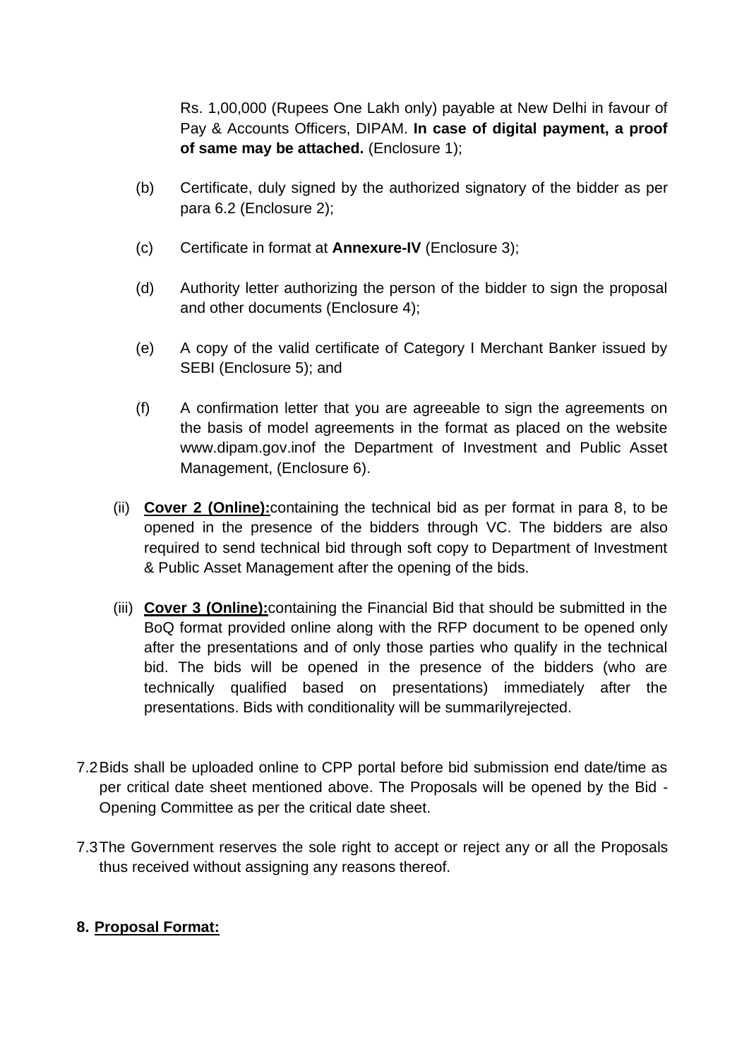Rs. 1,00,000 (Rupees One Lakh only) payable at New Delhi in favour of Pay & Accounts Officers, DIPAM. **In case of digital payment, a proof of same may be attached.** (Enclosure 1);

(b) Certificate, duly signed by the authorized signatory of the bidder as per para 6.2 (Enclosure 2);

(c) Certificate in format at **Annexure-IV** (Enclosure 3);

(d) Authority letter authorizing the person of the bidder to sign the proposal and other documents (Enclosure 4);

(e) A copy of the valid certificate of Category I Merchant Banker issued by SEBI (Enclosure 5); and

(f) A confirmation letter that you are agreeable to sign the agreements on the basis of model agreements in the format as placed on the website www.dipam.gov.inof the Department of Investment and Public Asset Management, (Enclosure 6).

(ii) **Cover 2 (Online):**containing the technical bid as per format in para 8, to be opened in the presence of the bidders through VC. The bidders are also required to send technical bid through soft copy to Department of Investment & Public Asset Management after the opening of the bids.

(iii) **Cover 3 (Online):**containing the Financial Bid that should be submitted in the BoQ format provided online along with the RFP document to be opened only after the presentations and of only those parties who qualify in the technical bid. The bids will be opened in the presence of the bidders (who are technically qualified based on presentations) immediately after the presentations. Bids with conditionality will be summarilyrejected.

7.2 Bids shall be uploaded online to CPP portal before bid submission end date/time as per critical date sheet mentioned above. The Proposals will be opened by the Bid - Opening Committee as per the critical date sheet.

7.3 The Government reserves the sole right to accept or reject any or all the Proposals thus received without assigning any reasons thereof.

**8. Proposal Format:**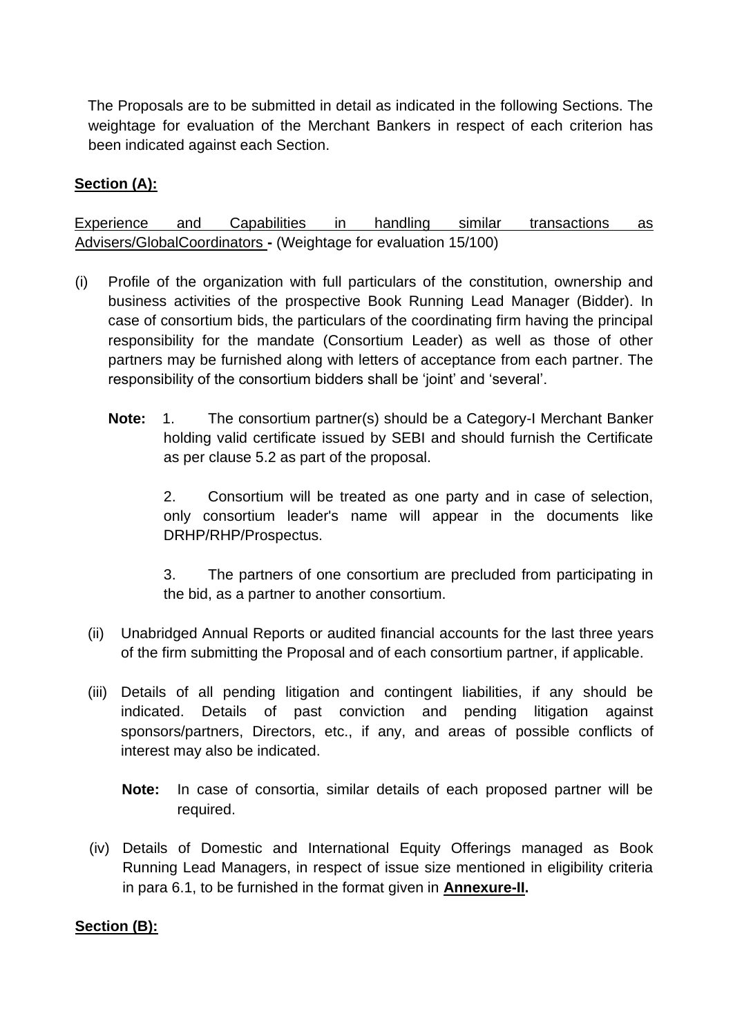The Proposals are to be submitted in detail as indicated in the following Sections. The weightage for evaluation of the Merchant Bankers in respect of each criterion has been indicated against each Section.

**Section (A):**

Experience and Capabilities in handling similar transactions as Advisers/GlobalCoordinators **-** (Weightage for evaluation 15/100)

(i) Profile of the organization with full particulars of the constitution, ownership and business activities of the prospective Book Running Lead Manager (Bidder). In case of consortium bids, the particulars of the coordinating firm having the principal responsibility for the mandate (Consortium Leader) as well as those of other partners may be furnished along with letters of acceptance from each partner. The responsibility of the consortium bidders shall be 'joint' and 'several'.

**Note:** 1. The consortium partner(s) should be a Category-I Merchant Banker holding valid certificate issued by SEBI and should furnish the Certificate as per clause 5.2 as part of the proposal.

2. Consortium will be treated as one party and in case of selection, only consortium leader's name will appear in the documents like DRHP/RHP/Prospectus.

3. The partners of one consortium are precluded from participating in the bid, as a partner to another consortium.

(ii) Unabridged Annual Reports or audited financial accounts for the last three years of the firm submitting the Proposal and of each consortium partner, if applicable.

(iii) Details of all pending litigation and contingent liabilities, if any should be indicated. Details of past conviction and pending litigation against sponsors/partners, Directors, etc., if any, and areas of possible conflicts of interest may also be indicated.

**Note:** In case of consortia, similar details of each proposed partner will be required.

(iv) Details of Domestic and International Equity Offerings managed as Book Running Lead Managers, in respect of issue size mentioned in eligibility criteria in para 6.1, to be furnished in the format given in **Annexure-II.**

**Section (B):**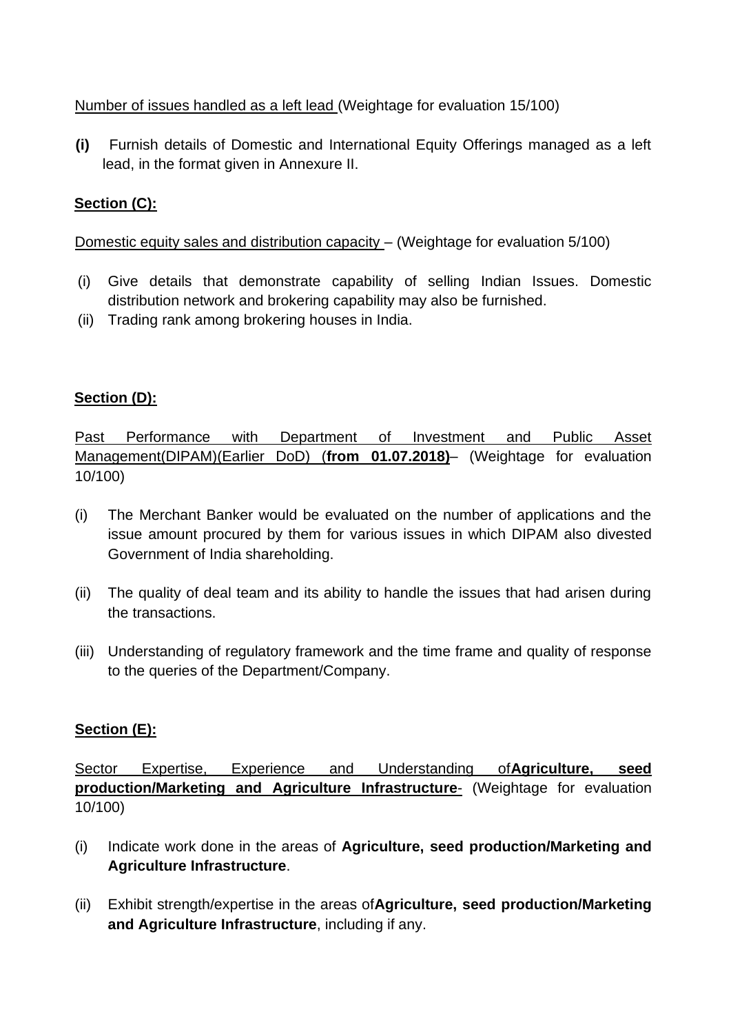Number of issues handled as a left lead (Weightage for evaluation 15/100)

**(i)** Furnish details of Domestic and International Equity Offerings managed as a left lead, in the format given in Annexure II.

**Section (C):**

Domestic equity sales and distribution capacity – (Weightage for evaluation 5/100)

(i) Give details that demonstrate capability of selling Indian Issues. Domestic distribution network and brokering capability may also be furnished.

(ii) Trading rank among brokering houses in India.

**Section (D):**

Past Performance with Department of Investment and Public Asset Management(DIPAM)(Earlier DoD) (**from 01.07.2018)**– (Weightage for evaluation 10/100)

(i) The Merchant Banker would be evaluated on the number of applications and the issue amount procured by them for various issues in which DIPAM also divested Government of India shareholding.

(ii) The quality of deal team and its ability to handle the issues that had arisen during the transactions.

(iii) Understanding of regulatory framework and the time frame and quality of response to the queries of the Department/Company.

**Section (E):**

Sector Expertise, Experience and Understanding of**Agriculture, seed production/Marketing and Agriculture Infrastructure**- (Weightage for evaluation 10/100)

(i) Indicate work done in the areas of **Agriculture, seed production/Marketing and Agriculture Infrastructure**.

(ii) Exhibit strength/expertise in the areas of**Agriculture, seed production/Marketing and Agriculture Infrastructure**, including if any.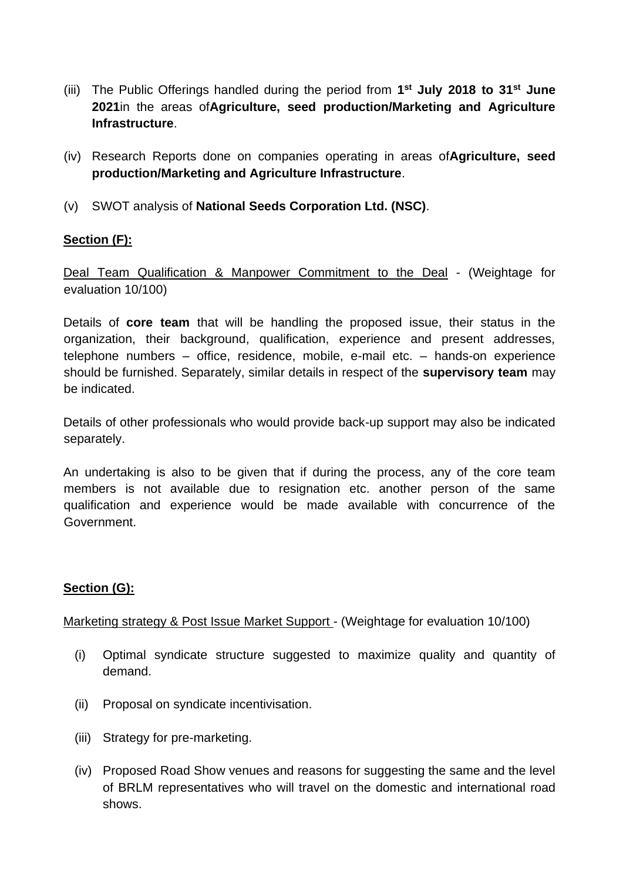(iii) The Public Offerings handled during the period from **1st July 2018 to 31st June 2021**in the areas of**Agriculture, seed production/Marketing and Agriculture Infrastructure**.

(iv) Research Reports done on companies operating in areas of**Agriculture, seed production/Marketing and Agriculture Infrastructure**.

(v) SWOT analysis of **National Seeds Corporation Ltd. (NSC)**.

**Section (F):**

Deal Team Qualification & Manpower Commitment to the Deal - (Weightage for evaluation 10/100)

Details of **core team** that will be handling the proposed issue, their status in the organization, their background, qualification, experience and present addresses, telephone numbers – office, residence, mobile, e-mail etc. – hands-on experience should be furnished. Separately, similar details in respect of the **supervisory team** may be indicated.

Details of other professionals who would provide back-up support may also be indicated separately.

An undertaking is also to be given that if during the process, any of the core team members is not available due to resignation etc. another person of the same qualification and experience would be made available with concurrence of the Government.

**Section (G):**

Marketing strategy & Post Issue Market Support - (Weightage for evaluation 10/100)

(i) Optimal syndicate structure suggested to maximize quality and quantity of demand.

(ii) Proposal on syndicate incentivisation.

(iii) Strategy for pre-marketing.

(iv) Proposed Road Show venues and reasons for suggesting the same and the level of BRLM representatives who will travel on the domestic and international road shows.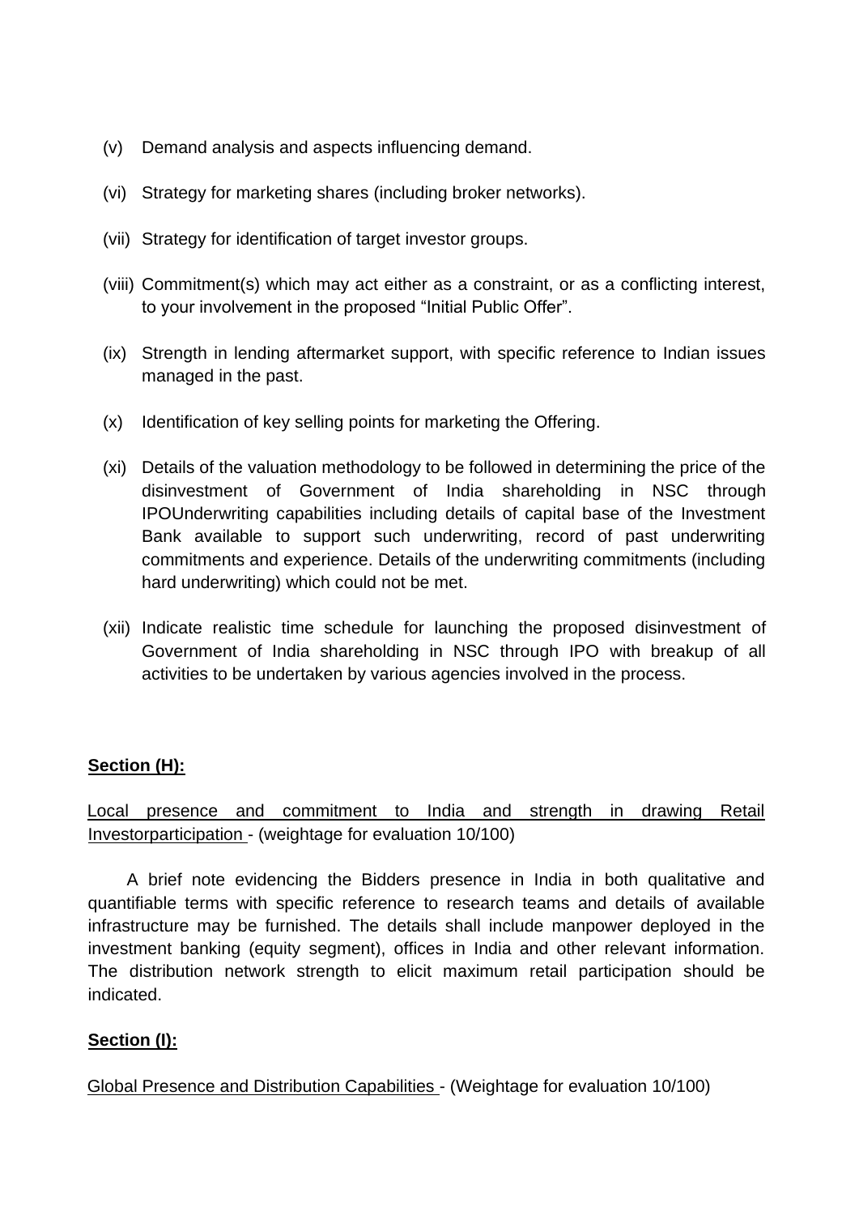(v) Demand analysis and aspects influencing demand.

(vi) Strategy for marketing shares (including broker networks).

(vii) Strategy for identification of target investor groups.

(viii) Commitment(s) which may act either as a constraint, or as a conflicting interest, to your involvement in the proposed "Initial Public Offer".

(ix) Strength in lending aftermarket support, with specific reference to Indian issues managed in the past.

(x) Identification of key selling points for marketing the Offering.

(xi) Details of the valuation methodology to be followed in determining the price of the disinvestment of Government of India shareholding in NSC through IPOUnderwriting capabilities including details of capital base of the Investment Bank available to support such underwriting, record of past underwriting commitments and experience. Details of the underwriting commitments (including hard underwriting) which could not be met.

(xii) Indicate realistic time schedule for launching the proposed disinvestment of Government of India shareholding in NSC through IPO with breakup of all activities to be undertaken by various agencies involved in the process.

**Section (H):**

Local presence and commitment to India and strength in drawing Retail Investorparticipation - (weightage for evaluation 10/100)

A brief note evidencing the Bidders presence in India in both qualitative and quantifiable terms with specific reference to research teams and details of available infrastructure may be furnished. The details shall include manpower deployed in the investment banking (equity segment), offices in India and other relevant information. The distribution network strength to elicit maximum retail participation should be indicated.

**Section (I):**

Global Presence and Distribution Capabilities - (Weightage for evaluation 10/100)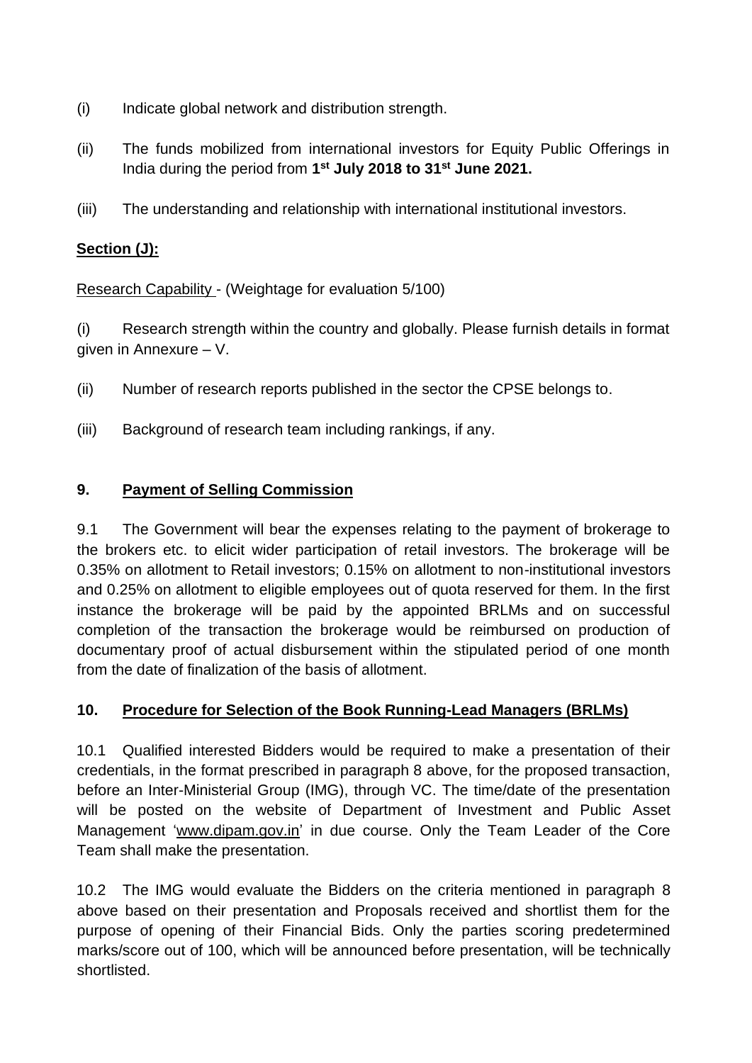(i) Indicate global network and distribution strength.

(ii) The funds mobilized from international investors for Equity Public Offerings in India during the period from **1st July 2018 to 31st June 2021.**

(iii) The understanding and relationship with international institutional investors.

**Section (J):**

Research Capability - (Weightage for evaluation 5/100)

(i) Research strength within the country and globally. Please furnish details in format given in Annexure – V.

(ii) Number of research reports published in the sector the CPSE belongs to.

(iii) Background of research team including rankings, if any.

## 9. Payment of Selling Commission

9.1 The Government will bear the expenses relating to the payment of brokerage to the brokers etc. to elicit wider participation of retail investors. The brokerage will be 0.35% on allotment to Retail investors; 0.15% on allotment to non-institutional investors and 0.25% on allotment to eligible employees out of quota reserved for them. In the first instance the brokerage will be paid by the appointed BRLMs and on successful completion of the transaction the brokerage would be reimbursed on production of documentary proof of actual disbursement within the stipulated period of one month from the date of finalization of the basis of allotment.

## 10. Procedure for Selection of the Book Running-Lead Managers (BRLMs)

10.1 Qualified interested Bidders would be required to make a presentation of their credentials, in the format prescribed in paragraph 8 above, for the proposed transaction, before an Inter-Ministerial Group (IMG), through VC. The time/date of the presentation will be posted on the website of Department of Investment and Public Asset Management 'www.dipam.gov.in' in due course. Only the Team Leader of the Core Team shall make the presentation.

10.2 The IMG would evaluate the Bidders on the criteria mentioned in paragraph 8 above based on their presentation and Proposals received and shortlist them for the purpose of opening of their Financial Bids. Only the parties scoring predetermined marks/score out of 100, which will be announced before presentation, will be technically shortlisted.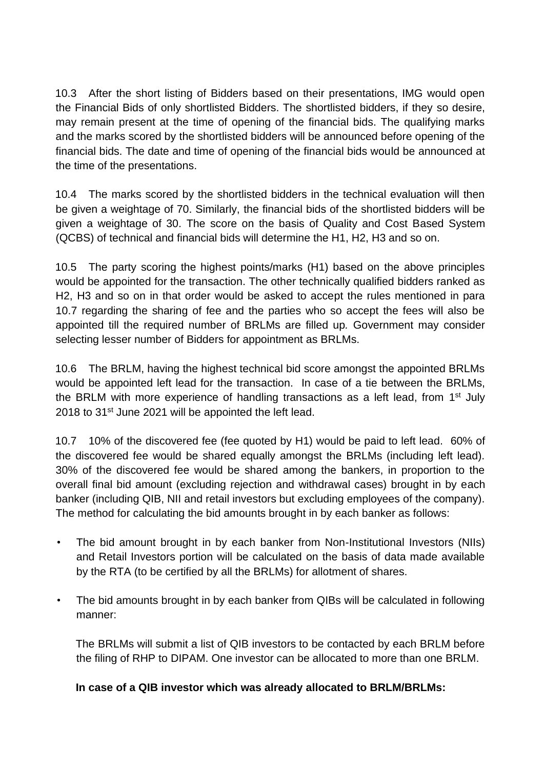10.3 After the short listing of Bidders based on their presentations, IMG would open the Financial Bids of only shortlisted Bidders. The shortlisted bidders, if they so desire, may remain present at the time of opening of the financial bids. The qualifying marks and the marks scored by the shortlisted bidders will be announced before opening of the financial bids. The date and time of opening of the financial bids would be announced at the time of the presentations.

10.4 The marks scored by the shortlisted bidders in the technical evaluation will then be given a weightage of 70. Similarly, the financial bids of the shortlisted bidders will be given a weightage of 30. The score on the basis of Quality and Cost Based System (QCBS) of technical and financial bids will determine the H1, H2, H3 and so on.

10.5 The party scoring the highest points/marks (H1) based on the above principles would be appointed for the transaction. The other technically qualified bidders ranked as H2, H3 and so on in that order would be asked to accept the rules mentioned in para 10.7 regarding the sharing of fee and the parties who so accept the fees will also be appointed till the required number of BRLMs are filled up. Government may consider selecting lesser number of Bidders for appointment as BRLMs.

10.6 The BRLM, having the highest technical bid score amongst the appointed BRLMs would be appointed left lead for the transaction. In case of a tie between the BRLMs, the BRLM with more experience of handling transactions as a left lead, from 1st July 2018 to 31st June 2021 will be appointed the left lead.

10.7 10% of the discovered fee (fee quoted by H1) would be paid to left lead. 60% of the discovered fee would be shared equally amongst the BRLMs (including left lead). 30% of the discovered fee would be shared among the bankers, in proportion to the overall final bid amount (excluding rejection and withdrawal cases) brought in by each banker (including QIB, NII and retail investors but excluding employees of the company). The method for calculating the bid amounts brought in by each banker as follows:

- The bid amount brought in by each banker from Non-Institutional Investors (NIIs) and Retail Investors portion will be calculated on the basis of data made available by the RTA (to be certified by all the BRLMs) for allotment of shares.

- The bid amounts brought in by each banker from QIBs will be calculated in following manner:

  The BRLMs will submit a list of QIB investors to be contacted by each BRLM before the filing of RHP to DIPAM. One investor can be allocated to more than one BRLM.

  **In case of a QIB investor which was already allocated to BRLM/BRLMs:**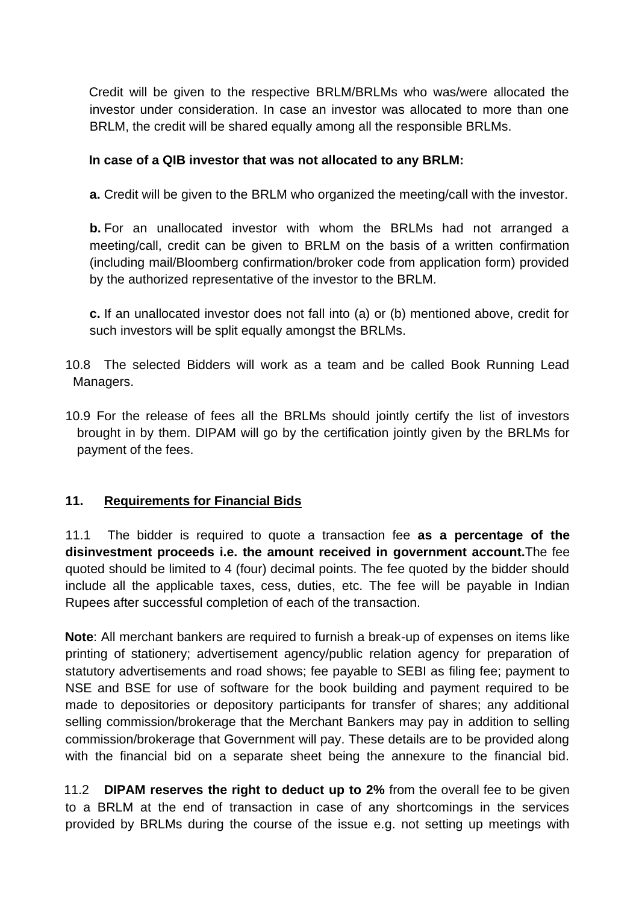Credit will be given to the respective BRLM/BRLMs who was/were allocated the investor under consideration. In case an investor was allocated to more than one BRLM, the credit will be shared equally among all the responsible BRLMs.

**In case of a QIB investor that was not allocated to any BRLM:**

**a.** Credit will be given to the BRLM who organized the meeting/call with the investor.

**b.** For an unallocated investor with whom the BRLMs had not arranged a meeting/call, credit can be given to BRLM on the basis of a written confirmation (including mail/Bloomberg confirmation/broker code from application form) provided by the authorized representative of the investor to the BRLM.

**c.** If an unallocated investor does not fall into (a) or (b) mentioned above, credit for such investors will be split equally amongst the BRLMs.

10.8 The selected Bidders will work as a team and be called Book Running Lead Managers.

10.9 For the release of fees all the BRLMs should jointly certify the list of investors brought in by them. DIPAM will go by the certification jointly given by the BRLMs for payment of the fees.

## 11. Requirements for Financial Bids

11.1 The bidder is required to quote a transaction fee **as a percentage of the disinvestment proceeds i.e. the amount received in government account.**The fee quoted should be limited to 4 (four) decimal points. The fee quoted by the bidder should include all the applicable taxes, cess, duties, etc. The fee will be payable in Indian Rupees after successful completion of each of the transaction.

**Note**: All merchant bankers are required to furnish a break-up of expenses on items like printing of stationery; advertisement agency/public relation agency for preparation of statutory advertisements and road shows; fee payable to SEBI as filing fee; payment to NSE and BSE for use of software for the book building and payment required to be made to depositories or depository participants for transfer of shares; any additional selling commission/brokerage that the Merchant Bankers may pay in addition to selling commission/brokerage that Government will pay. These details are to be provided along with the financial bid on a separate sheet being the annexure to the financial bid.

11.2 **DIPAM reserves the right to deduct up to 2%** from the overall fee to be given to a BRLM at the end of transaction in case of any shortcomings in the services provided by BRLMs during the course of the issue e.g. not setting up meetings with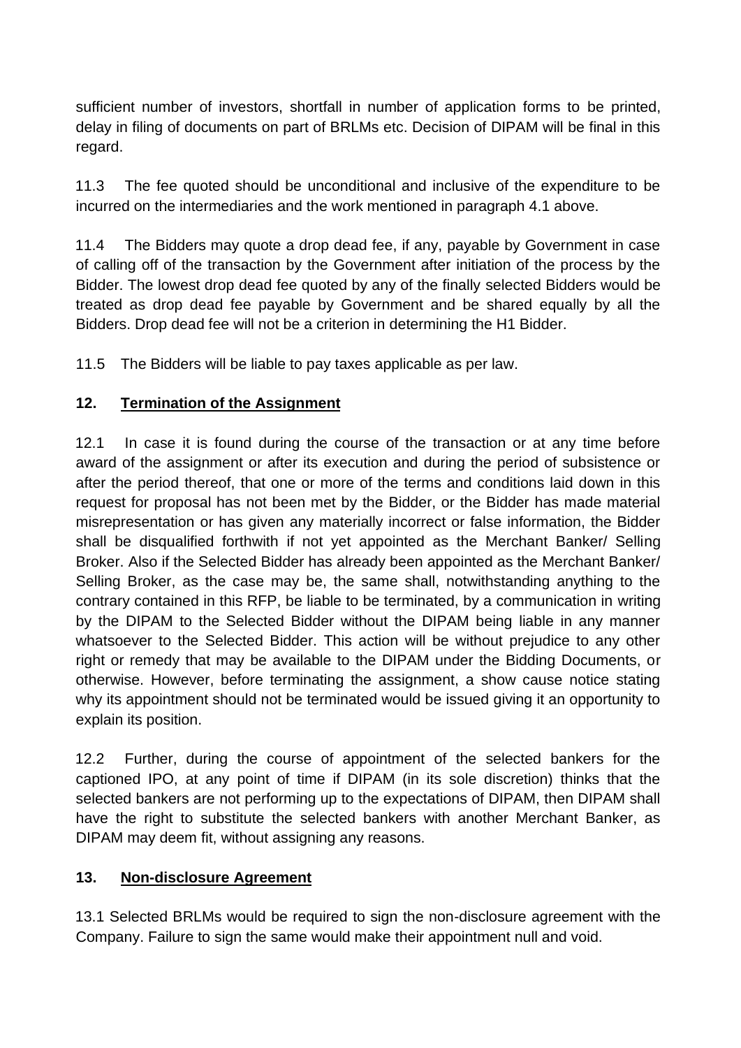sufficient number of investors, shortfall in number of application forms to be printed, delay in filing of documents on part of BRLMs etc. Decision of DIPAM will be final in this regard.

11.3 The fee quoted should be unconditional and inclusive of the expenditure to be incurred on the intermediaries and the work mentioned in paragraph 4.1 above.

11.4 The Bidders may quote a drop dead fee, if any, payable by Government in case of calling off of the transaction by the Government after initiation of the process by the Bidder. The lowest drop dead fee quoted by any of the finally selected Bidders would be treated as drop dead fee payable by Government and be shared equally by all the Bidders. Drop dead fee will not be a criterion in determining the H1 Bidder.

11.5 The Bidders will be liable to pay taxes applicable as per law.

## 12. Termination of the Assignment

12.1 In case it is found during the course of the transaction or at any time before award of the assignment or after its execution and during the period of subsistence or after the period thereof, that one or more of the terms and conditions laid down in this request for proposal has not been met by the Bidder, or the Bidder has made material misrepresentation or has given any materially incorrect or false information, the Bidder shall be disqualified forthwith if not yet appointed as the Merchant Banker/ Selling Broker. Also if the Selected Bidder has already been appointed as the Merchant Banker/ Selling Broker, as the case may be, the same shall, notwithstanding anything to the contrary contained in this RFP, be liable to be terminated, by a communication in writing by the DIPAM to the Selected Bidder without the DIPAM being liable in any manner whatsoever to the Selected Bidder. This action will be without prejudice to any other right or remedy that may be available to the DIPAM under the Bidding Documents, or otherwise. However, before terminating the assignment, a show cause notice stating why its appointment should not be terminated would be issued giving it an opportunity to explain its position.

12.2 Further, during the course of appointment of the selected bankers for the captioned IPO, at any point of time if DIPAM (in its sole discretion) thinks that the selected bankers are not performing up to the expectations of DIPAM, then DIPAM shall have the right to substitute the selected bankers with another Merchant Banker, as DIPAM may deem fit, without assigning any reasons.

## 13. Non-disclosure Agreement

13.1 Selected BRLMs would be required to sign the non-disclosure agreement with the Company. Failure to sign the same would make their appointment null and void.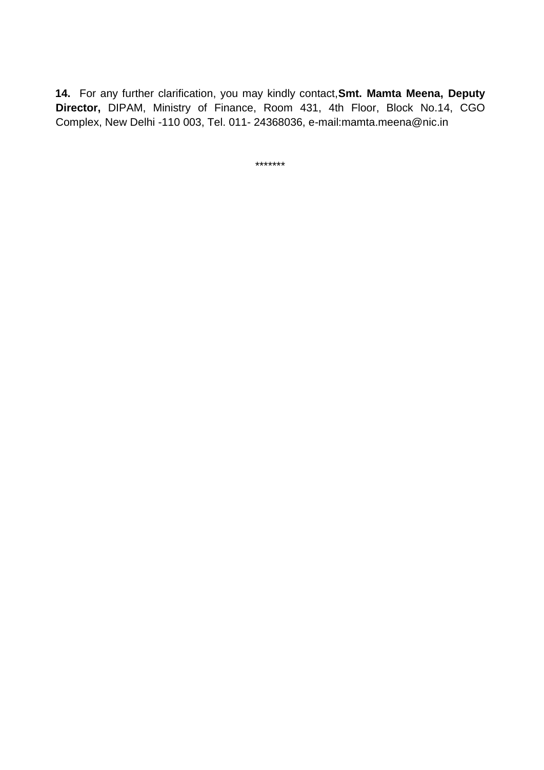**14.** For any further clarification, you may kindly contact,**Smt. Mamta Meena, Deputy Director,** DIPAM, Ministry of Finance, Room 431, 4th Floor, Block No.14, CGO Complex, New Delhi -110 003, Tel. 011- 24368036, e-mail:mamta.meena@nic.in

*******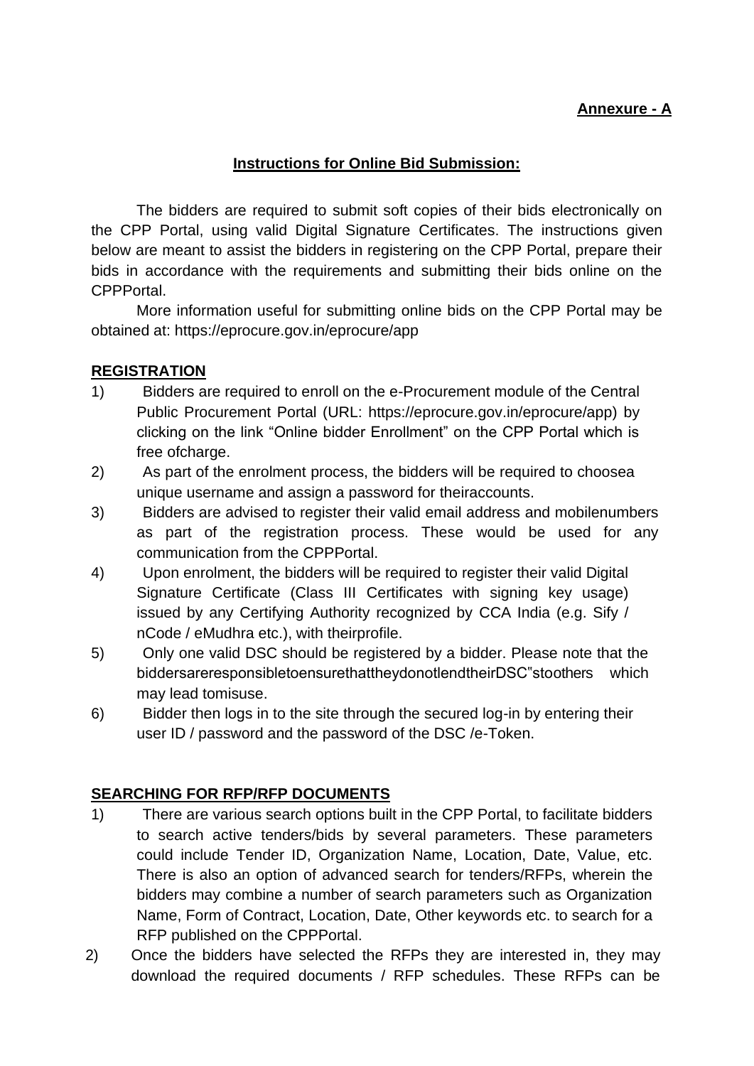**Annexure - A**

## Instructions for Online Bid Submission:

The bidders are required to submit soft copies of their bids electronically on the CPP Portal, using valid Digital Signature Certificates. The instructions given below are meant to assist the bidders in registering on the CPP Portal, prepare their bids in accordance with the requirements and submitting their bids online on the CPPPortal.

More information useful for submitting online bids on the CPP Portal may be obtained at: https://eprocure.gov.in/eprocure/app

### REGISTRATION

1) Bidders are required to enroll on the e-Procurement module of the Central Public Procurement Portal (URL: https://eprocure.gov.in/eprocure/app) by clicking on the link "Online bidder Enrollment" on the CPP Portal which is free ofcharge.
2) As part of the enrolment process, the bidders will be required to choosea unique username and assign a password for theiraccounts.
3) Bidders are advised to register their valid email address and mobilenumbers as part of the registration process. These would be used for any communication from the CPPPortal.
4) Upon enrolment, the bidders will be required to register their valid Digital Signature Certificate (Class III Certificates with signing key usage) issued by any Certifying Authority recognized by CCA India (e.g. Sify / nCode / eMudhra etc.), with theirprofile.
5) Only one valid DSC should be registered by a bidder. Please note that the biddersareresponsibletoensurethattheydonotlendtheirDSC"stoothers which may lead tomisuse.
6) Bidder then logs in to the site through the secured log-in by entering their user ID / password and the password of the DSC /e-Token.

### SEARCHING FOR RFP/RFP DOCUMENTS

1) There are various search options built in the CPP Portal, to facilitate bidders to search active tenders/bids by several parameters. These parameters could include Tender ID, Organization Name, Location, Date, Value, etc. There is also an option of advanced search for tenders/RFPs, wherein the bidders may combine a number of search parameters such as Organization Name, Form of Contract, Location, Date, Other keywords etc. to search for a RFP published on the CPPPortal.
2) Once the bidders have selected the RFPs they are interested in, they may download the required documents / RFP schedules. These RFPs can be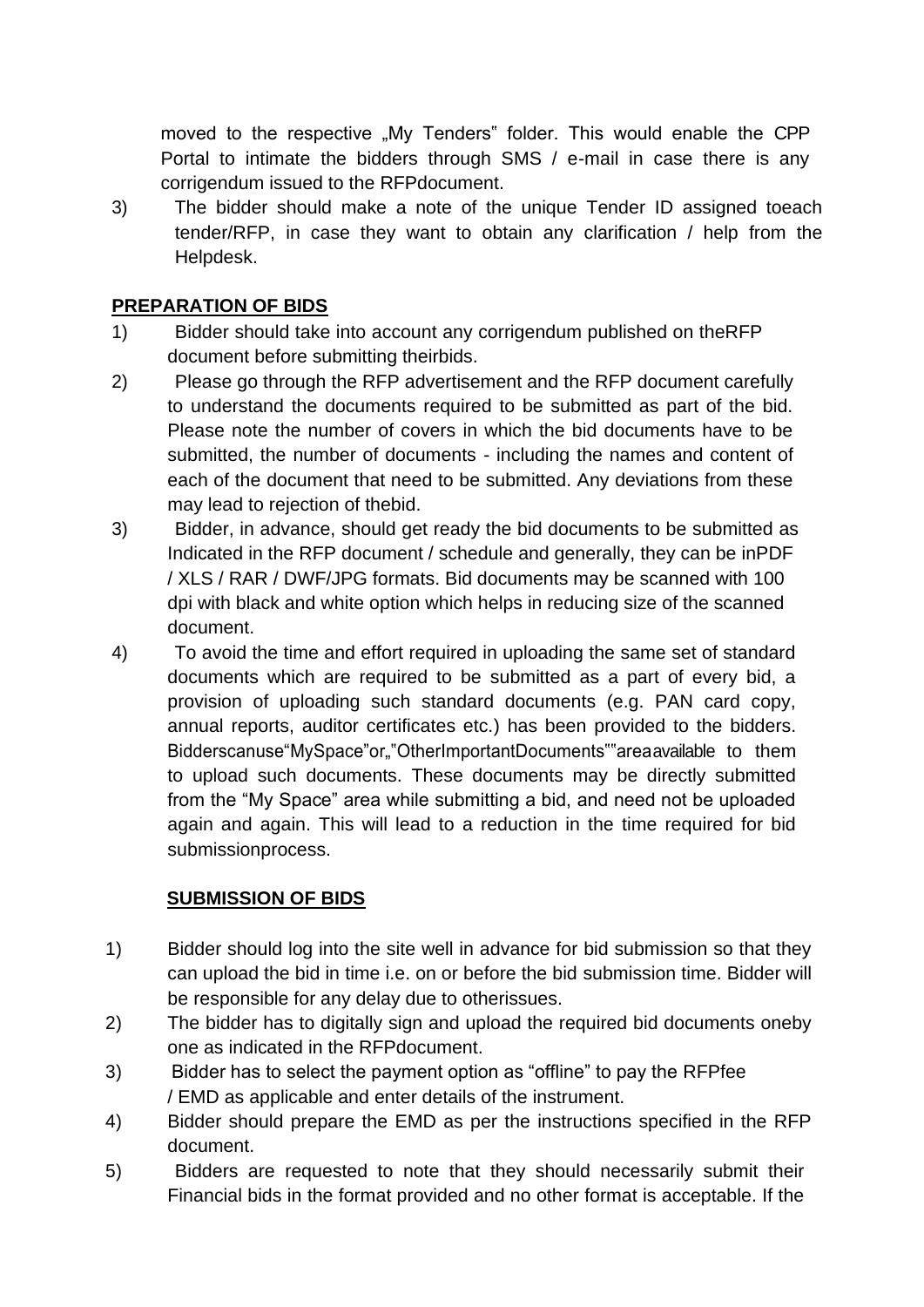moved to the respective „My Tenders" folder. This would enable the CPP Portal to intimate the bidders through SMS / e-mail in case there is any corrigendum issued to the RFPdocument.

3) The bidder should make a note of the unique Tender ID assigned toeach tender/RFP, in case they want to obtain any clarification / help from the Helpdesk.

**PREPARATION OF BIDS**

1) Bidder should take into account any corrigendum published on theRFP document before submitting theirbids.
2) Please go through the RFP advertisement and the RFP document carefully to understand the documents required to be submitted as part of the bid. Please note the number of covers in which the bid documents have to be submitted, the number of documents - including the names and content of each of the document that need to be submitted. Any deviations from these may lead to rejection of thebid.
3) Bidder, in advance, should get ready the bid documents to be submitted as Indicated in the RFP document / schedule and generally, they can be inPDF / XLS / RAR / DWF/JPG formats. Bid documents may be scanned with 100 dpi with black and white option which helps in reducing size of the scanned document.
4) To avoid the time and effort required in uploading the same set of standard documents which are required to be submitted as a part of every bid, a provision of uploading such standard documents (e.g. PAN card copy, annual reports, auditor certificates etc.) has been provided to the bidders. Bidderscanuse"MySpace"or„"OtherImportantDocuments""areaavailable to them to upload such documents. These documents may be directly submitted from the "My Space" area while submitting a bid, and need not be uploaded again and again. This will lead to a reduction in the time required for bid submissionprocess.

**SUBMISSION OF BIDS**

1) Bidder should log into the site well in advance for bid submission so that they can upload the bid in time i.e. on or before the bid submission time. Bidder will be responsible for any delay due to otherissues.
2) The bidder has to digitally sign and upload the required bid documents oneby one as indicated in the RFPdocument.
3) Bidder has to select the payment option as "offline" to pay the RFPfee / EMD as applicable and enter details of the instrument.
4) Bidder should prepare the EMD as per the instructions specified in the RFP document.
5) Bidders are requested to note that they should necessarily submit their Financial bids in the format provided and no other format is acceptable. If the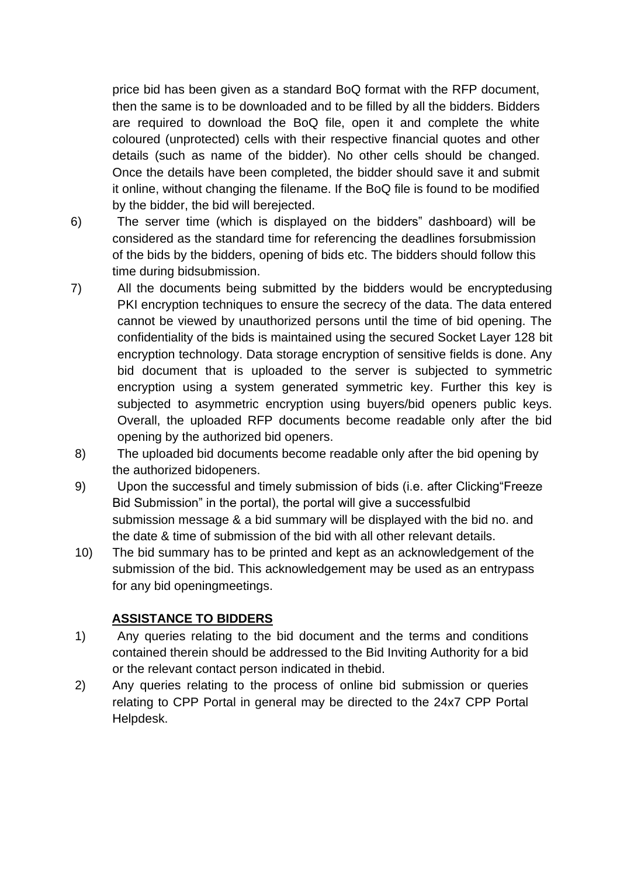price bid has been given as a standard BoQ format with the RFP document, then the same is to be downloaded and to be filled by all the bidders. Bidders are required to download the BoQ file, open it and complete the white coloured (unprotected) cells with their respective financial quotes and other details (such as name of the bidder). No other cells should be changed. Once the details have been completed, the bidder should save it and submit it online, without changing the filename. If the BoQ file is found to be modified by the bidder, the bid will berejected.

6) The server time (which is displayed on the bidders" dashboard) will be considered as the standard time for referencing the deadlines forsubmission of the bids by the bidders, opening of bids etc. The bidders should follow this time during bidsubmission.
7) All the documents being submitted by the bidders would be encryptedusing PKI encryption techniques to ensure the secrecy of the data. The data entered cannot be viewed by unauthorized persons until the time of bid opening. The confidentiality of the bids is maintained using the secured Socket Layer 128 bit encryption technology. Data storage encryption of sensitive fields is done. Any bid document that is uploaded to the server is subjected to symmetric encryption using a system generated symmetric key. Further this key is subjected to asymmetric encryption using buyers/bid openers public keys. Overall, the uploaded RFP documents become readable only after the bid opening by the authorized bid openers.
8) The uploaded bid documents become readable only after the bid opening by the authorized bidopeners.
9) Upon the successful and timely submission of bids (i.e. after Clicking"Freeze Bid Submission" in the portal), the portal will give a successfulbid submission message & a bid summary will be displayed with the bid no. and the date & time of submission of the bid with all other relevant details.
10) The bid summary has to be printed and kept as an acknowledgement of the submission of the bid. This acknowledgement may be used as an entrypass for any bid openingmeetings.

**ASSISTANCE TO BIDDERS**

1) Any queries relating to the bid document and the terms and conditions contained therein should be addressed to the Bid Inviting Authority for a bid or the relevant contact person indicated in thebid.
2) Any queries relating to the process of online bid submission or queries relating to CPP Portal in general may be directed to the 24x7 CPP Portal Helpdesk.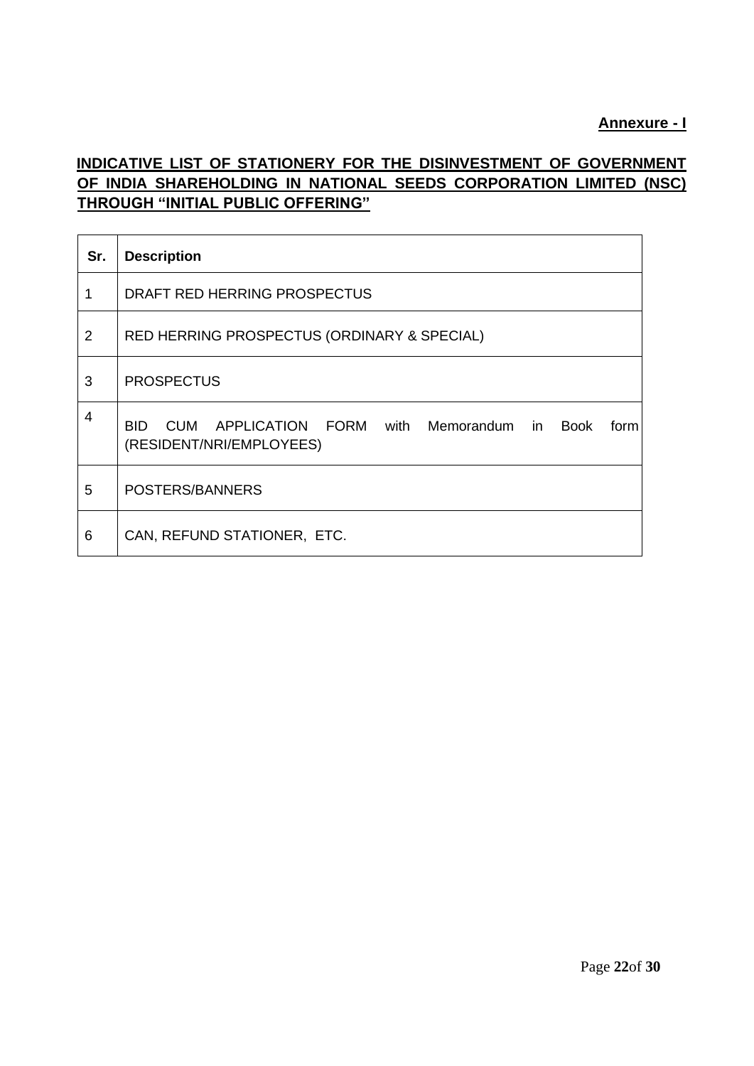**Annexure - I**

## INDICATIVE LIST OF STATIONERY FOR THE DISINVESTMENT OF GOVERNMENT OF INDIA SHAREHOLDING IN NATIONAL SEEDS CORPORATION LIMITED (NSC) THROUGH "INITIAL PUBLIC OFFERING"

| Sr. | Description |
|---|---|
| 1 | DRAFT RED HERRING PROSPECTUS |
| 2 | RED HERRING PROSPECTUS (ORDINARY & SPECIAL) |
| 3 | PROSPECTUS |
| 4 | BID CUM APPLICATION FORM with Memorandum in Book form (RESIDENT/NRI/EMPLOYEES) |
| 5 | POSTERS/BANNERS |
| 6 | CAN, REFUND STATIONER, ETC. |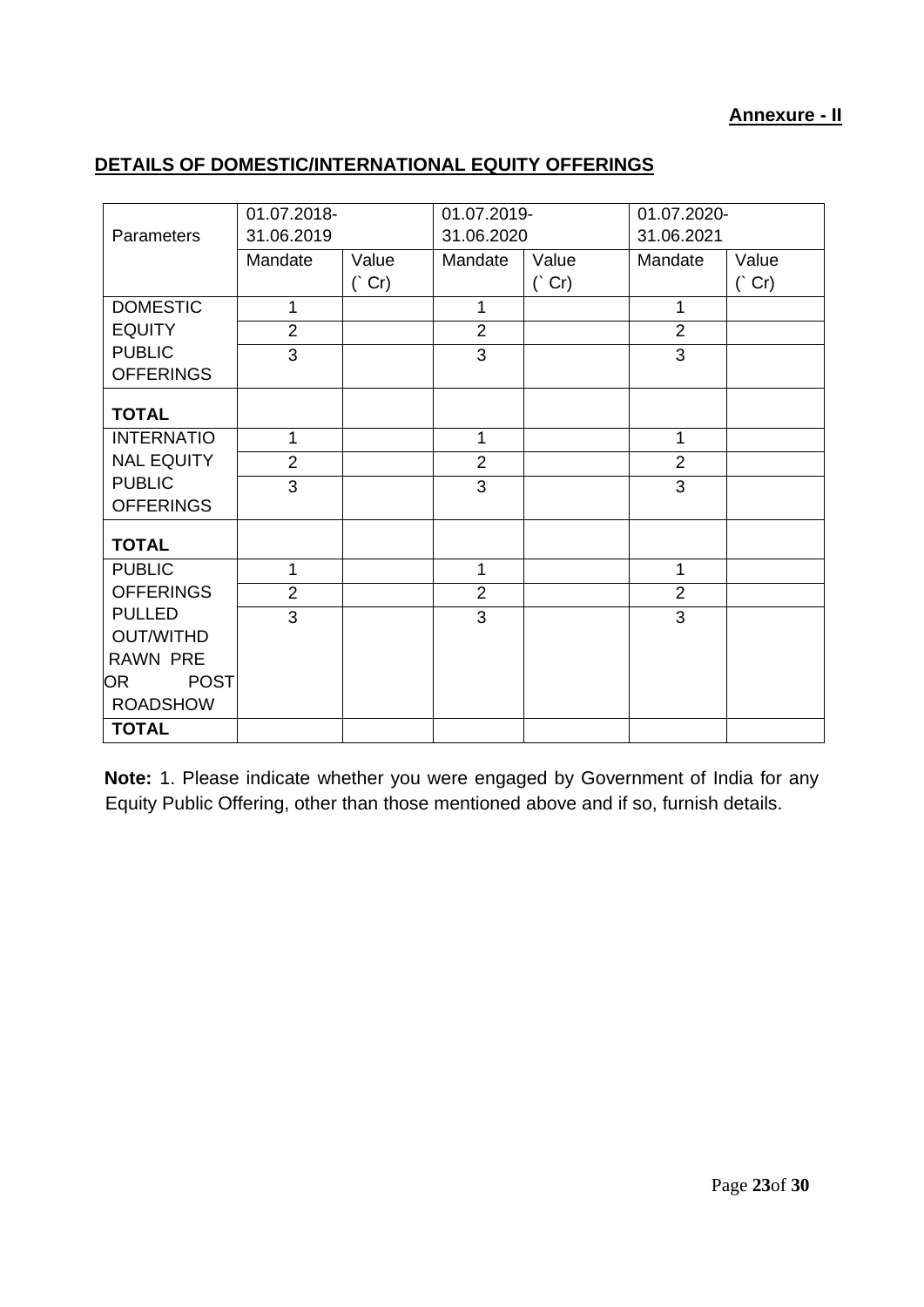**Annexure - II**

**DETAILS OF DOMESTIC/INTERNATIONAL EQUITY OFFERINGS**

| Parameters | 01.07.2018-31.06.2019 | | 01.07.2019-31.06.2020 | | 01.07.2020-31.06.2021 | |
|---|---|---|---|---|---|---|
| | Mandate | Value (` Cr) | Mandate | Value (` Cr) | Mandate | Value (` Cr) |
| DOMESTIC EQUITY PUBLIC OFFERINGS | 1 | | 1 | | 1 | |
| | 2 | | 2 | | 2 | |
| | 3 | | 3 | | 3 | |
| **TOTAL** | | | | | | |
| INTERNATIONAL EQUITY PUBLIC OFFERINGS | 1 | | 1 | | 1 | |
| | 2 | | 2 | | 2 | |
| | 3 | | 3 | | 3 | |
| **TOTAL** | | | | | | |
| PUBLIC OFFERINGS PULLED OUT/WITHDRAWN PRE OR POST ROADSHOW | 1 | | 1 | | 1 | |
| | 2 | | 2 | | 2 | |
| | 3 | | 3 | | 3 | |
| **TOTAL** | | | | | | |

**Note:** 1. Please indicate whether you were engaged by Government of India for any Equity Public Offering, other than those mentioned above and if so, furnish details.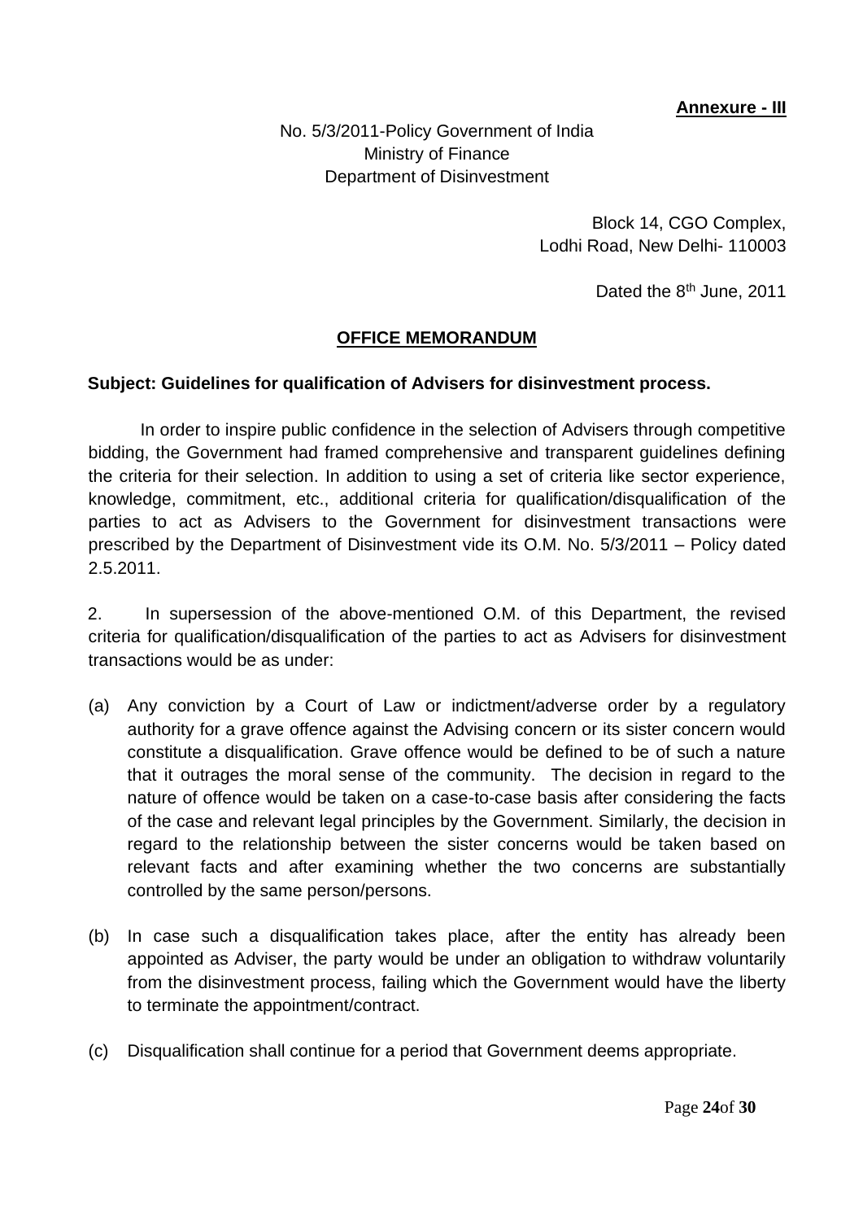**Annexure - III**

No. 5/3/2011-Policy Government of India
Ministry of Finance
Department of Disinvestment

Block 14, CGO Complex,
Lodhi Road, New Delhi- 110003

Dated the 8th June, 2011

## OFFICE MEMORANDUM

**Subject: Guidelines for qualification of Advisers for disinvestment process.**

In order to inspire public confidence in the selection of Advisers through competitive bidding, the Government had framed comprehensive and transparent guidelines defining the criteria for their selection. In addition to using a set of criteria like sector experience, knowledge, commitment, etc., additional criteria for qualification/disqualification of the parties to act as Advisers to the Government for disinvestment transactions were prescribed by the Department of Disinvestment vide its O.M. No. 5/3/2011 – Policy dated 2.5.2011.

2. In supersession of the above-mentioned O.M. of this Department, the revised criteria for qualification/disqualification of the parties to act as Advisers for disinvestment transactions would be as under:

(a) Any conviction by a Court of Law or indictment/adverse order by a regulatory authority for a grave offence against the Advising concern or its sister concern would constitute a disqualification. Grave offence would be defined to be of such a nature that it outrages the moral sense of the community. The decision in regard to the nature of offence would be taken on a case-to-case basis after considering the facts of the case and relevant legal principles by the Government. Similarly, the decision in regard to the relationship between the sister concerns would be taken based on relevant facts and after examining whether the two concerns are substantially controlled by the same person/persons.

(b) In case such a disqualification takes place, after the entity has already been appointed as Adviser, the party would be under an obligation to withdraw voluntarily from the disinvestment process, failing which the Government would have the liberty to terminate the appointment/contract.

(c) Disqualification shall continue for a period that Government deems appropriate.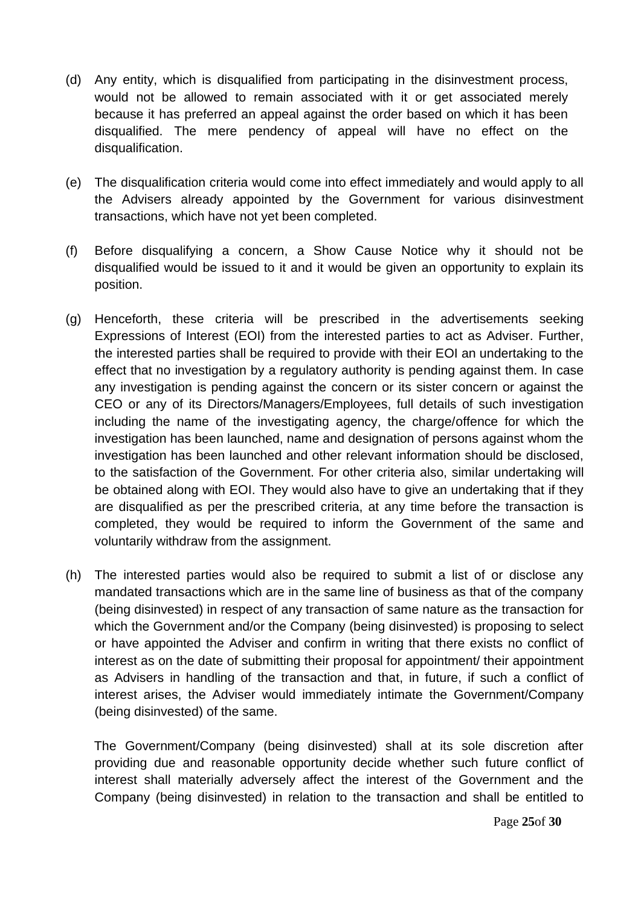(d) Any entity, which is disqualified from participating in the disinvestment process, would not be allowed to remain associated with it or get associated merely because it has preferred an appeal against the order based on which it has been disqualified. The mere pendency of appeal will have no effect on the disqualification.

(e) The disqualification criteria would come into effect immediately and would apply to all the Advisers already appointed by the Government for various disinvestment transactions, which have not yet been completed.

(f) Before disqualifying a concern, a Show Cause Notice why it should not be disqualified would be issued to it and it would be given an opportunity to explain its position.

(g) Henceforth, these criteria will be prescribed in the advertisements seeking Expressions of Interest (EOI) from the interested parties to act as Adviser. Further, the interested parties shall be required to provide with their EOI an undertaking to the effect that no investigation by a regulatory authority is pending against them. In case any investigation is pending against the concern or its sister concern or against the CEO or any of its Directors/Managers/Employees, full details of such investigation including the name of the investigating agency, the charge/offence for which the investigation has been launched, name and designation of persons against whom the investigation has been launched and other relevant information should be disclosed, to the satisfaction of the Government. For other criteria also, similar undertaking will be obtained along with EOI. They would also have to give an undertaking that if they are disqualified as per the prescribed criteria, at any time before the transaction is completed, they would be required to inform the Government of the same and voluntarily withdraw from the assignment.

(h) The interested parties would also be required to submit a list of or disclose any mandated transactions which are in the same line of business as that of the company (being disinvested) in respect of any transaction of same nature as the transaction for which the Government and/or the Company (being disinvested) is proposing to select or have appointed the Adviser and confirm in writing that there exists no conflict of interest as on the date of submitting their proposal for appointment/ their appointment as Advisers in handling of the transaction and that, in future, if such a conflict of interest arises, the Adviser would immediately intimate the Government/Company (being disinvested) of the same.

The Government/Company (being disinvested) shall at its sole discretion after providing due and reasonable opportunity decide whether such future conflict of interest shall materially adversely affect the interest of the Government and the Company (being disinvested) in relation to the transaction and shall be entitled to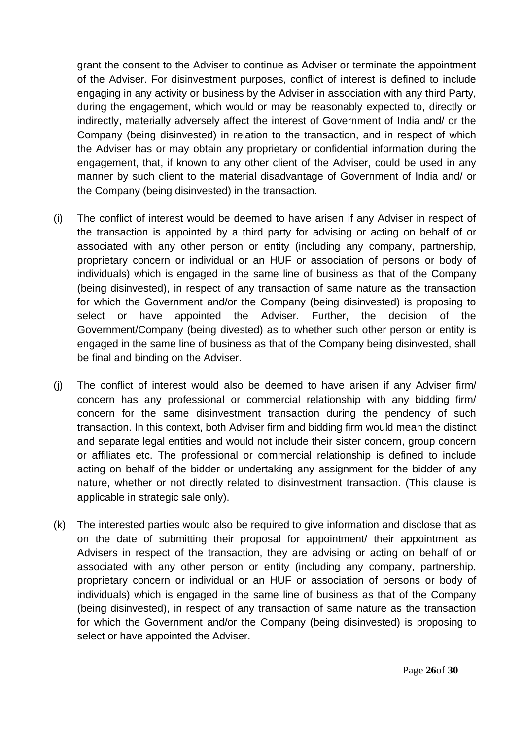grant the consent to the Adviser to continue as Adviser or terminate the appointment of the Adviser. For disinvestment purposes, conflict of interest is defined to include engaging in any activity or business by the Adviser in association with any third Party, during the engagement, which would or may be reasonably expected to, directly or indirectly, materially adversely affect the interest of Government of India and/ or the Company (being disinvested) in relation to the transaction, and in respect of which the Adviser has or may obtain any proprietary or confidential information during the engagement, that, if known to any other client of the Adviser, could be used in any manner by such client to the material disadvantage of Government of India and/ or the Company (being disinvested) in the transaction.

(i) The conflict of interest would be deemed to have arisen if any Adviser in respect of the transaction is appointed by a third party for advising or acting on behalf of or associated with any other person or entity (including any company, partnership, proprietary concern or individual or an HUF or association of persons or body of individuals) which is engaged in the same line of business as that of the Company (being disinvested), in respect of any transaction of same nature as the transaction for which the Government and/or the Company (being disinvested) is proposing to select or have appointed the Adviser. Further, the decision of the Government/Company (being divested) as to whether such other person or entity is engaged in the same line of business as that of the Company being disinvested, shall be final and binding on the Adviser.

(j) The conflict of interest would also be deemed to have arisen if any Adviser firm/ concern has any professional or commercial relationship with any bidding firm/ concern for the same disinvestment transaction during the pendency of such transaction. In this context, both Adviser firm and bidding firm would mean the distinct and separate legal entities and would not include their sister concern, group concern or affiliates etc. The professional or commercial relationship is defined to include acting on behalf of the bidder or undertaking any assignment for the bidder of any nature, whether or not directly related to disinvestment transaction. (This clause is applicable in strategic sale only).

(k) The interested parties would also be required to give information and disclose that as on the date of submitting their proposal for appointment/ their appointment as Advisers in respect of the transaction, they are advising or acting on behalf of or associated with any other person or entity (including any company, partnership, proprietary concern or individual or an HUF or association of persons or body of individuals) which is engaged in the same line of business as that of the Company (being disinvested), in respect of any transaction of same nature as the transaction for which the Government and/or the Company (being disinvested) is proposing to select or have appointed the Adviser.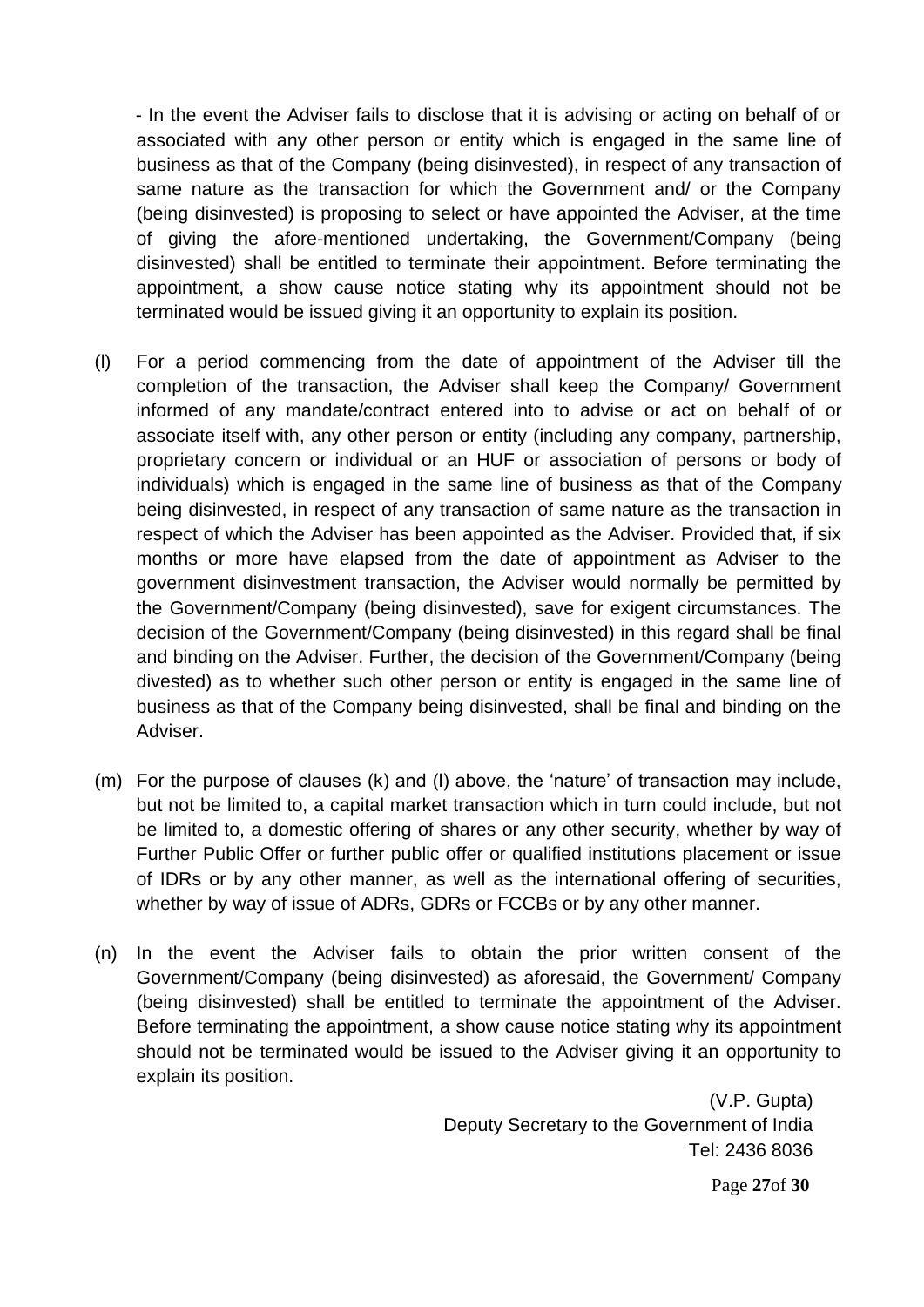- In the event the Adviser fails to disclose that it is advising or acting on behalf of or associated with any other person or entity which is engaged in the same line of business as that of the Company (being disinvested), in respect of any transaction of same nature as the transaction for which the Government and/ or the Company (being disinvested) is proposing to select or have appointed the Adviser, at the time of giving the afore-mentioned undertaking, the Government/Company (being disinvested) shall be entitled to terminate their appointment. Before terminating the appointment, a show cause notice stating why its appointment should not be terminated would be issued giving it an opportunity to explain its position.

(l) For a period commencing from the date of appointment of the Adviser till the completion of the transaction, the Adviser shall keep the Company/ Government informed of any mandate/contract entered into to advise or act on behalf of or associate itself with, any other person or entity (including any company, partnership, proprietary concern or individual or an HUF or association of persons or body of individuals) which is engaged in the same line of business as that of the Company being disinvested, in respect of any transaction of same nature as the transaction in respect of which the Adviser has been appointed as the Adviser. Provided that, if six months or more have elapsed from the date of appointment as Adviser to the government disinvestment transaction, the Adviser would normally be permitted by the Government/Company (being disinvested), save for exigent circumstances. The decision of the Government/Company (being disinvested) in this regard shall be final and binding on the Adviser. Further, the decision of the Government/Company (being divested) as to whether such other person or entity is engaged in the same line of business as that of the Company being disinvested, shall be final and binding on the Adviser.

(m) For the purpose of clauses (k) and (l) above, the 'nature' of transaction may include, but not be limited to, a capital market transaction which in turn could include, but not be limited to, a domestic offering of shares or any other security, whether by way of Further Public Offer or further public offer or qualified institutions placement or issue of IDRs or by any other manner, as well as the international offering of securities, whether by way of issue of ADRs, GDRs or FCCBs or by any other manner.

(n) In the event the Adviser fails to obtain the prior written consent of the Government/Company (being disinvested) as aforesaid, the Government/ Company (being disinvested) shall be entitled to terminate the appointment of the Adviser. Before terminating the appointment, a show cause notice stating why its appointment should not be terminated would be issued to the Adviser giving it an opportunity to explain its position.

(V.P. Gupta)
Deputy Secretary to the Government of India
Tel: 2436 8036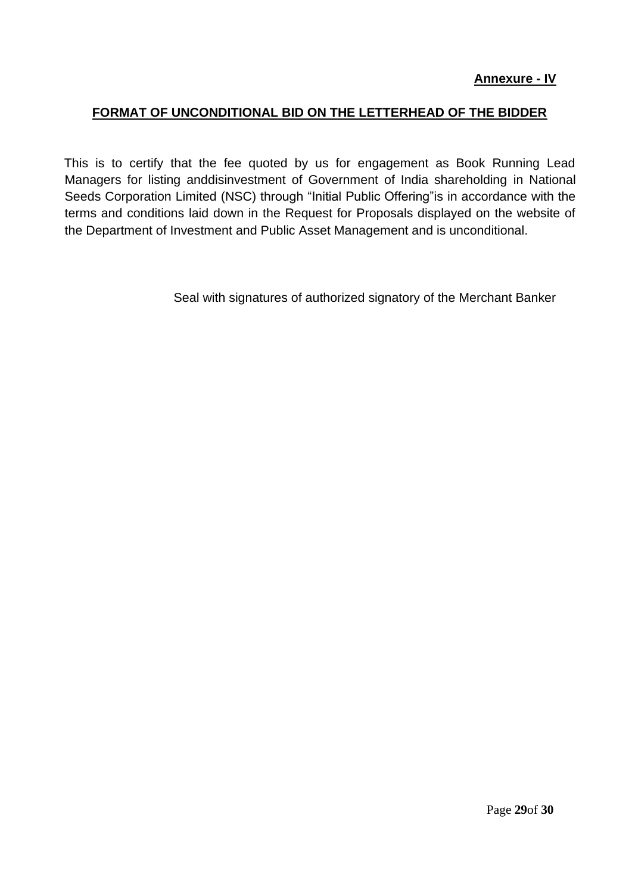**Annexure - IV**

## FORMAT OF UNCONDITIONAL BID ON THE LETTERHEAD OF THE BIDDER

This is to certify that the fee quoted by us for engagement as Book Running Lead Managers for listing anddisinvestment of Government of India shareholding in National Seeds Corporation Limited (NSC) through "Initial Public Offering"is in accordance with the terms and conditions laid down in the Request for Proposals displayed on the website of the Department of Investment and Public Asset Management and is unconditional.

Seal with signatures of authorized signatory of the Merchant Banker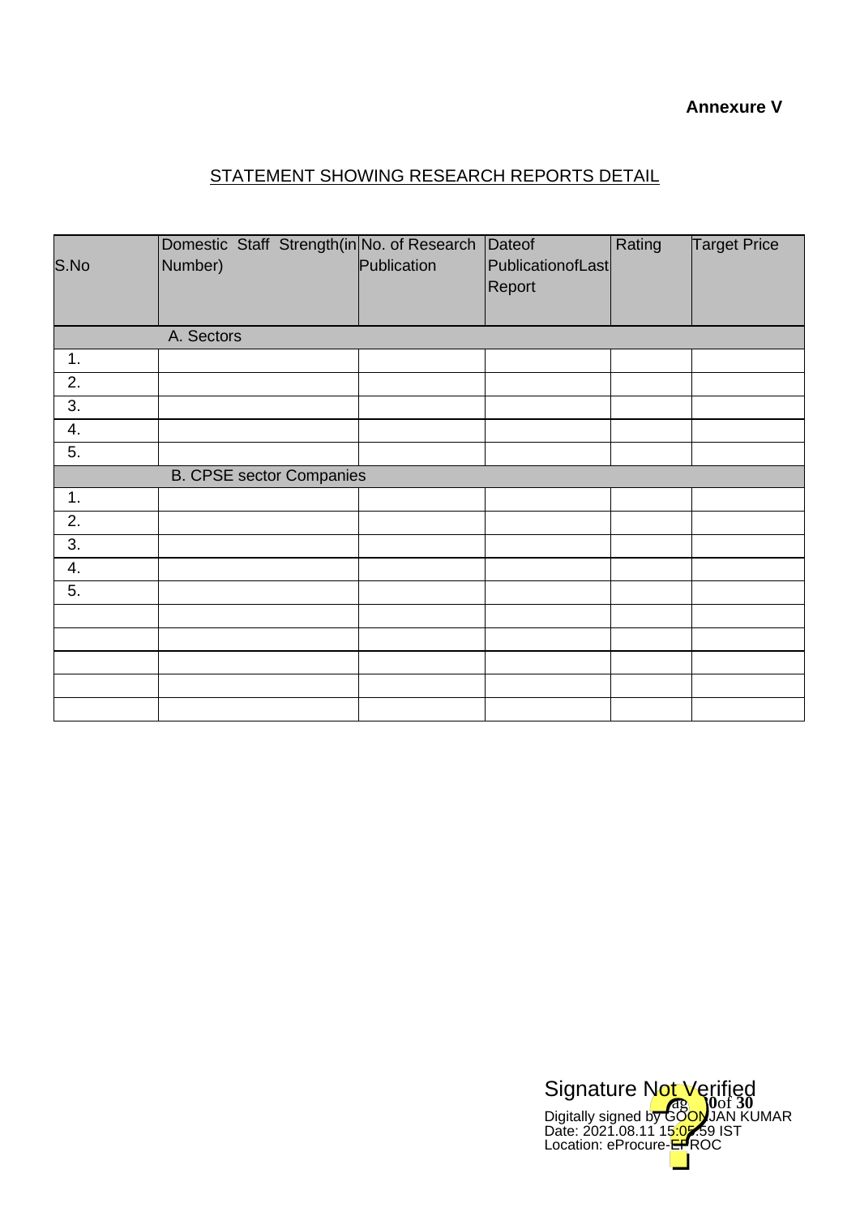**Annexure V**

STATEMENT SHOWING RESEARCH REPORTS DETAIL

| S.No | Domestic Staff Strength(in Number) | No. of Research Publication | Dateof PublicationofLast Report | Rating | Target Price |
|---|---|---|---|---|---|
| | A. Sectors | | | | |
| 1. | | | | | |
| 2. | | | | | |
| 3. | | | | | |
| 4. | | | | | |
| 5. | | | | | |
| | B. CPSE sector Companies | | | | |
| 1. | | | | | |
| 2. | | | | | |
| 3. | | | | | |
| 4. | | | | | |
| 5. | | | | | |
| | | | | | |
| | | | | | |
| | | | | | |
| | | | | | |
| | | | | | |

Signature Not Verified
Digitally signed by GOONJAN KUMAR
Date: 2021.08.11 15:05:59 IST
Location: eProcure-EPROC